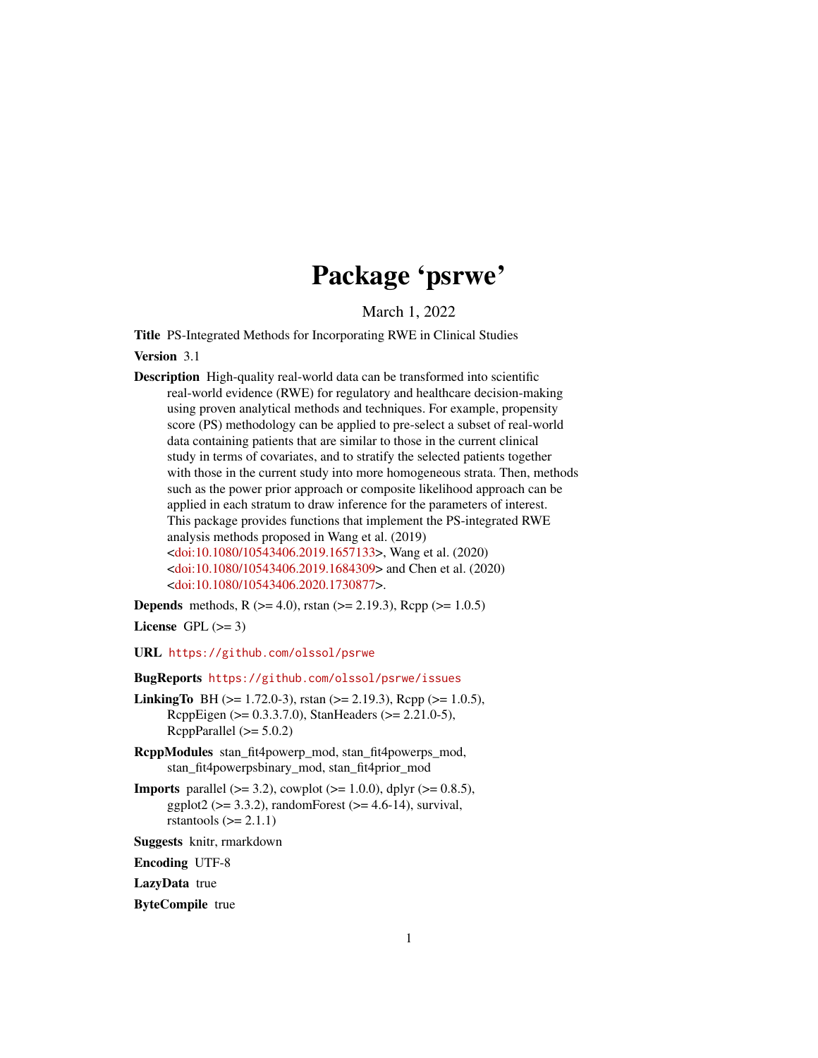# Package 'psrwe'

March 1, 2022

**Title** PS-Integrated Methods for Incorporating RWE in Clinical Studies

**Version** 3.1

**Description** High-quality real-world data can be transformed into scientific real-world evidence (RWE) for regulatory and healthcare decision-making using proven analytical methods and techniques. For example, propensity score (PS) methodology can be applied to pre-select a subset of real-world data containing patients that are similar to those in the current clinical study in terms of covariates, and to stratify the selected patients together with those in the current study into more homogeneous strata. Then, methods such as the power prior approach or composite likelihood approach can be applied in each stratum to draw inference for the parameters of interest. This package provides functions that implement the PS-integrated RWE analysis methods proposed in Wang et al. (2019) <doi:10.1080/10543406.2019.1657133>, Wang et al. (2020) <doi:10.1080/10543406.2019.1684309> and Chen et al. (2020) <doi:10.1080/10543406.2020.1730877>.

**Depends** methods, R (>= 4.0), rstan (>= 2.19.3), Rcpp (>= 1.0.5)

**License** GPL (>= 3)

**URL** https://github.com/olssol/psrwe

**BugReports** https://github.com/olssol/psrwe/issues

**LinkingTo** BH (>= 1.72.0-3), rstan (>= 2.19.3), Rcpp (>= 1.0.5), RcppEigen (>= 0.3.3.7.0), StanHeaders (>= 2.21.0-5), RcppParallel (>= 5.0.2)

**RcppModules** stan_fit4powerp_mod, stan_fit4powerps_mod, stan_fit4powerpsbinary_mod, stan_fit4prior_mod

**Imports** parallel (>= 3.2), cowplot (>= 1.0.0), dplyr (>= 0.8.5), ggplot2 (>= 3.3.2), randomForest (>= 4.6-14), survival, rstantools (>= 2.1.1)

**Suggests** knitr, rmarkdown

**Encoding** UTF-8

**LazyData** true

**ByteCompile** true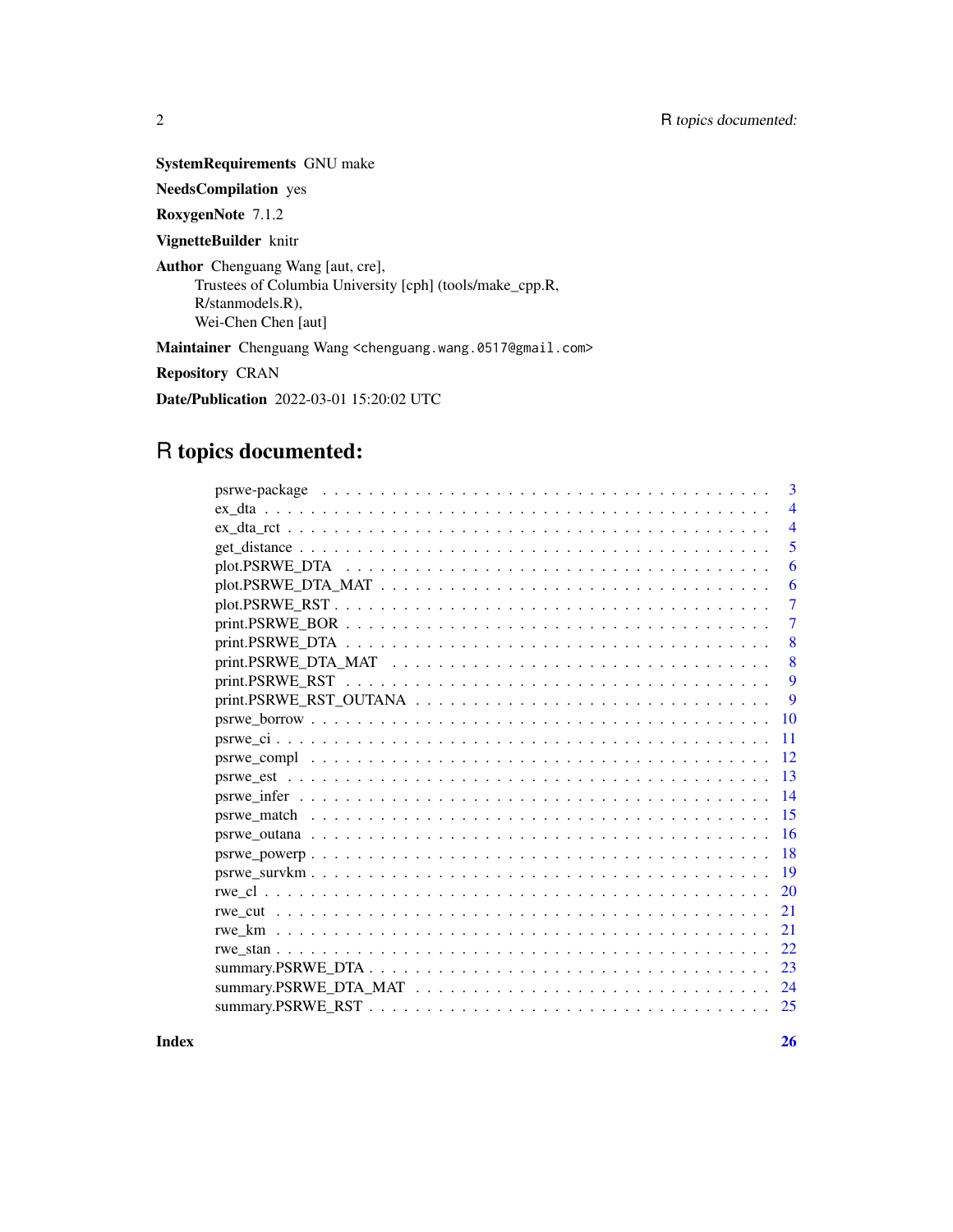**SystemRequirements** GNU make

**NeedsCompilation** yes

**RoxygenNote** 7.1.2

**VignetteBuilder** knitr

**Author** Chenguang Wang [aut, cre],
Trustees of Columbia University [cph] (tools/make_cpp.R,
R/stanmodels.R),
Wei-Chen Chen [aut]

**Maintainer** Chenguang Wang <chenguang.wang.0517@gmail.com>

**Repository** CRAN

**Date/Publication** 2022-03-01 15:20:02 UTC

# R topics documented:

- psrwe-package . . . . . . . . . . . . . . . . . . . . . . . . . . . . . . . . . . . . 3
- ex_dta . . . . . . . . . . . . . . . . . . . . . . . . . . . . . . . . . . . . . . . . 4
- ex_dta_rct . . . . . . . . . . . . . . . . . . . . . . . . . . . . . . . . . . . . . . 4
- get_distance . . . . . . . . . . . . . . . . . . . . . . . . . . . . . . . . . . . . . 5
- plot.PSRWE_DTA . . . . . . . . . . . . . . . . . . . . . . . . . . . . . . . . . . . 6
- plot.PSRWE_DTA_MAT . . . . . . . . . . . . . . . . . . . . . . . . . . . . . . . . 6
- plot.PSRWE_RST . . . . . . . . . . . . . . . . . . . . . . . . . . . . . . . . . . . 7
- print.PSRWE_BOR . . . . . . . . . . . . . . . . . . . . . . . . . . . . . . . . . . 7
- print.PSRWE_DTA . . . . . . . . . . . . . . . . . . . . . . . . . . . . . . . . . . 8
- print.PSRWE_DTA_MAT . . . . . . . . . . . . . . . . . . . . . . . . . . . . . . . 8
- print.PSRWE_RST . . . . . . . . . . . . . . . . . . . . . . . . . . . . . . . . . . 9
- print.PSRWE_RST_OUTANA . . . . . . . . . . . . . . . . . . . . . . . . . . . . . 9
- psrwe_borrow . . . . . . . . . . . . . . . . . . . . . . . . . . . . . . . . . . . . 10
- psrwe_ci . . . . . . . . . . . . . . . . . . . . . . . . . . . . . . . . . . . . . . 11
- psrwe_compl . . . . . . . . . . . . . . . . . . . . . . . . . . . . . . . . . . . . 12
- psrwe_est . . . . . . . . . . . . . . . . . . . . . . . . . . . . . . . . . . . . . 13
- psrwe_infer . . . . . . . . . . . . . . . . . . . . . . . . . . . . . . . . . . . . 14
- psrwe_match . . . . . . . . . . . . . . . . . . . . . . . . . . . . . . . . . . . . 15
- psrwe_outana . . . . . . . . . . . . . . . . . . . . . . . . . . . . . . . . . . . 16
- psrwe_powerp . . . . . . . . . . . . . . . . . . . . . . . . . . . . . . . . . . . 18
- psrwe_survkm . . . . . . . . . . . . . . . . . . . . . . . . . . . . . . . . . . . 19
- rwe_cl . . . . . . . . . . . . . . . . . . . . . . . . . . . . . . . . . . . . . . . 20
- rwe_cut . . . . . . . . . . . . . . . . . . . . . . . . . . . . . . . . . . . . . . 21
- rwe_km . . . . . . . . . . . . . . . . . . . . . . . . . . . . . . . . . . . . . . . 21
- rwe_stan . . . . . . . . . . . . . . . . . . . . . . . . . . . . . . . . . . . . . . 22
- summary.PSRWE_DTA . . . . . . . . . . . . . . . . . . . . . . . . . . . . . . . . 23
- summary.PSRWE_DTA_MAT . . . . . . . . . . . . . . . . . . . . . . . . . . . . . 24
- summary.PSRWE_RST . . . . . . . . . . . . . . . . . . . . . . . . . . . . . . . . 25

**Index** 26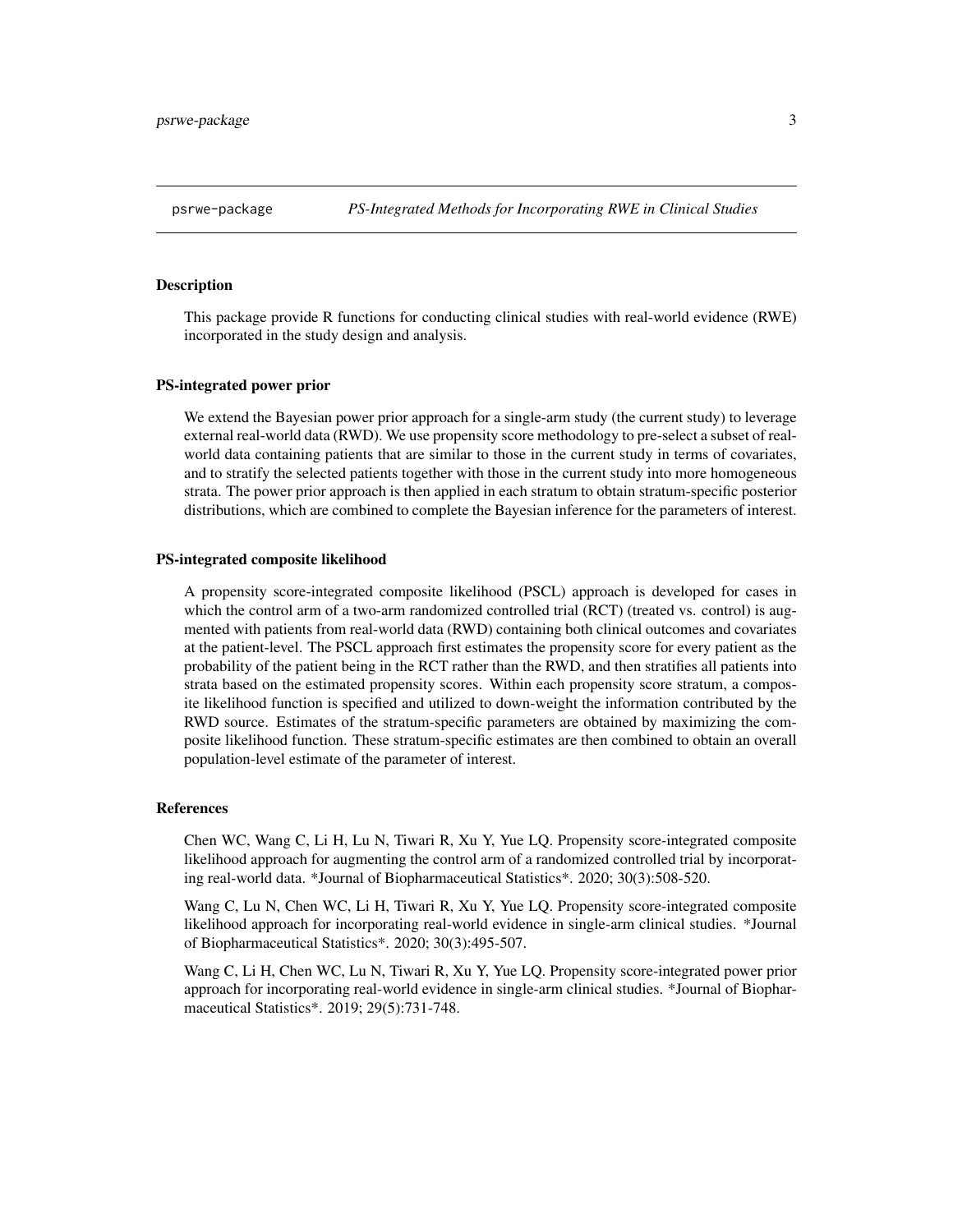psrwe-package *PS-Integrated Methods for Incorporating RWE in Clinical Studies*

## Description

This package provide R functions for conducting clinical studies with real-world evidence (RWE) incorporated in the study design and analysis.

## PS-integrated power prior

We extend the Bayesian power prior approach for a single-arm study (the current study) to leverage external real-world data (RWD). We use propensity score methodology to pre-select a subset of real-world data containing patients that are similar to those in the current study in terms of covariates, and to stratify the selected patients together with those in the current study into more homogeneous strata. The power prior approach is then applied in each stratum to obtain stratum-specific posterior distributions, which are combined to complete the Bayesian inference for the parameters of interest.

## PS-integrated composite likelihood

A propensity score-integrated composite likelihood (PSCL) approach is developed for cases in which the control arm of a two-arm randomized controlled trial (RCT) (treated vs. control) is augmented with patients from real-world data (RWD) containing both clinical outcomes and covariates at the patient-level. The PSCL approach first estimates the propensity score for every patient as the probability of the patient being in the RCT rather than the RWD, and then stratifies all patients into strata based on the estimated propensity scores. Within each propensity score stratum, a composite likelihood function is specified and utilized to down-weight the information contributed by the RWD source. Estimates of the stratum-specific parameters are obtained by maximizing the composite likelihood function. These stratum-specific estimates are then combined to obtain an overall population-level estimate of the parameter of interest.

## References

Chen WC, Wang C, Li H, Lu N, Tiwari R, Xu Y, Yue LQ. Propensity score-integrated composite likelihood approach for augmenting the control arm of a randomized controlled trial by incorporating real-world data. *Journal of Biopharmaceutical Statistics*. 2020; 30(3):508-520.

Wang C, Lu N, Chen WC, Li H, Tiwari R, Xu Y, Yue LQ. Propensity score-integrated composite likelihood approach for incorporating real-world evidence in single-arm clinical studies. *Journal of Biopharmaceutical Statistics*. 2020; 30(3):495-507.

Wang C, Li H, Chen WC, Lu N, Tiwari R, Xu Y, Yue LQ. Propensity score-integrated power prior approach for incorporating real-world evidence in single-arm clinical studies. *Journal of Biopharmaceutical Statistics*. 2019; 29(5):731-748.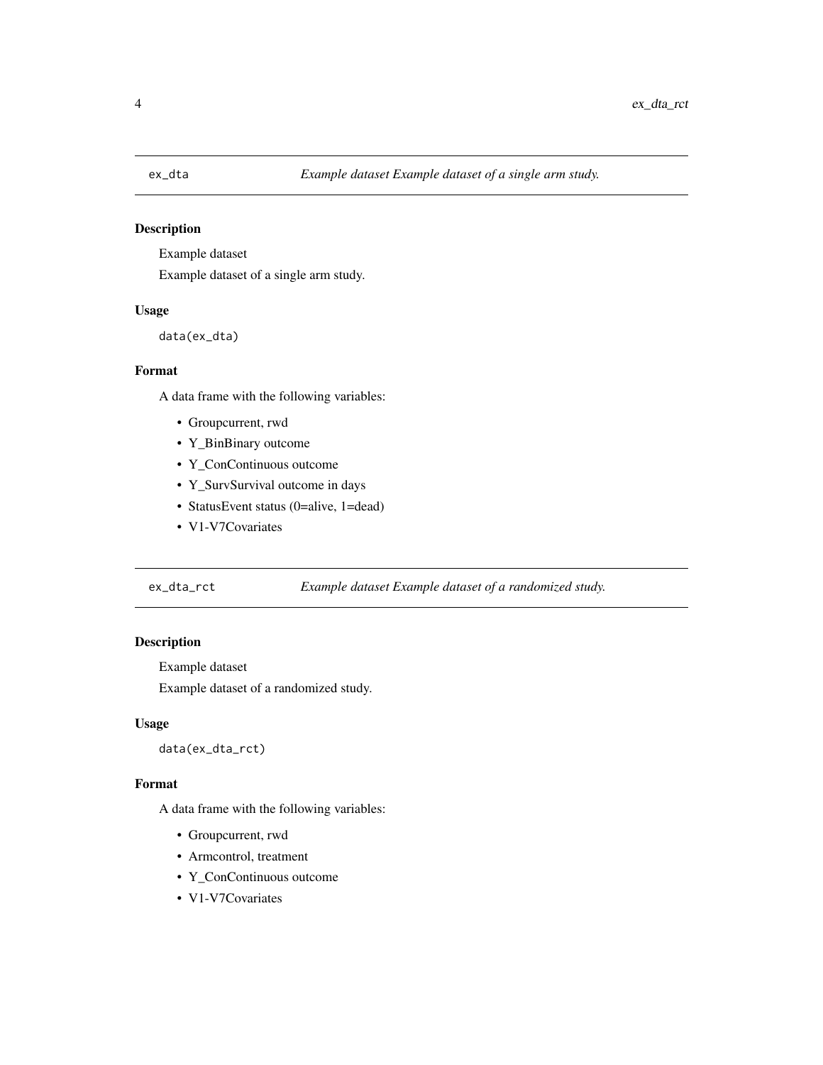## ex_dta — *Example dataset Example dataset of a single arm study.*

### Description

Example dataset

Example dataset of a single arm study.

### Usage

```
data(ex_dta)
```

### Format

A data frame with the following variables:

- Groupcurrent, rwd
- Y_BinBinary outcome
- Y_ConContinuous outcome
- Y_SurvSurvival outcome in days
- StatusEvent status (0=alive, 1=dead)
- V1-V7Covariates

## ex_dta_rct — *Example dataset Example dataset of a randomized study.*

### Description

Example dataset

Example dataset of a randomized study.

### Usage

```
data(ex_dta_rct)
```

### Format

A data frame with the following variables:

- Groupcurrent, rwd
- Armcontrol, treatment
- Y_ConContinuous outcome
- V1-V7Covariates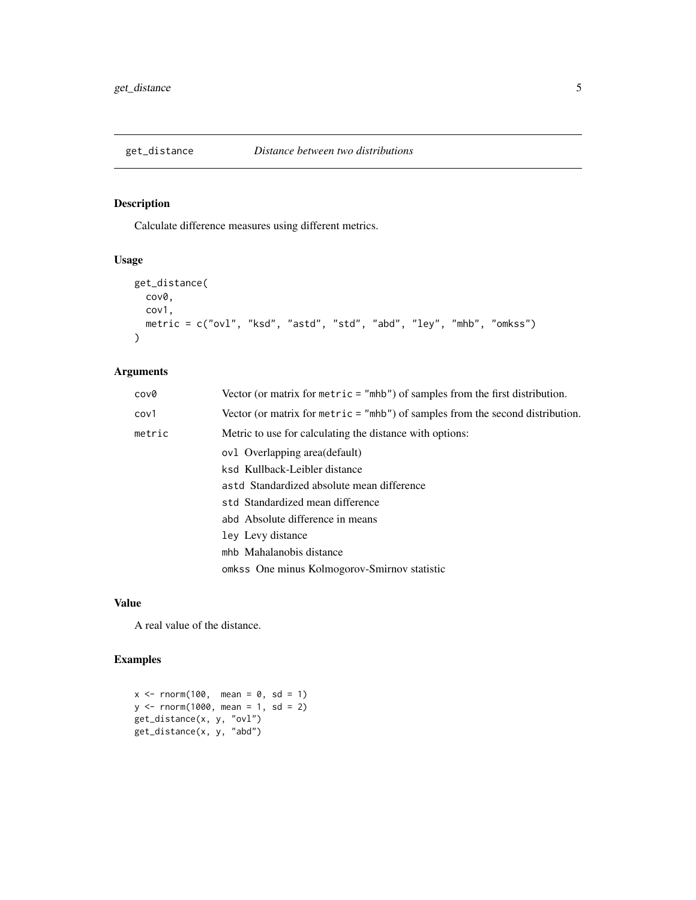# get_distance — *Distance between two distributions*

## Description

Calculate difference measures using different metrics.

## Usage

```
get_distance(
  cov0,
  cov1,
  metric = c("ovl", "ksd", "astd", "std", "abd", "ley", "mhb", "omkss")
)
```

## Arguments

| | |
|---|---|
| `cov0` | Vector (or matrix for `metric = "mhb"`) of samples from the first distribution. |
| `cov1` | Vector (or matrix for `metric = "mhb"`) of samples from the second distribution. |
| `metric` | Metric to use for calculating the distance with options: |

- `ovl` Overlapping area(default)
- `ksd` Kullback-Leibler distance
- `astd` Standardized absolute mean difference
- `std` Standardized mean difference
- `abd` Absolute difference in means
- `ley` Levy distance
- `mhb` Mahalanobis distance
- `omkss` One minus Kolmogorov-Smirnov statistic

## Value

A real value of the distance.

## Examples

```
x <- rnorm(100,  mean = 0, sd = 1)
y <- rnorm(1000, mean = 1, sd = 2)
get_distance(x, y, "ovl")
get_distance(x, y, "abd")
```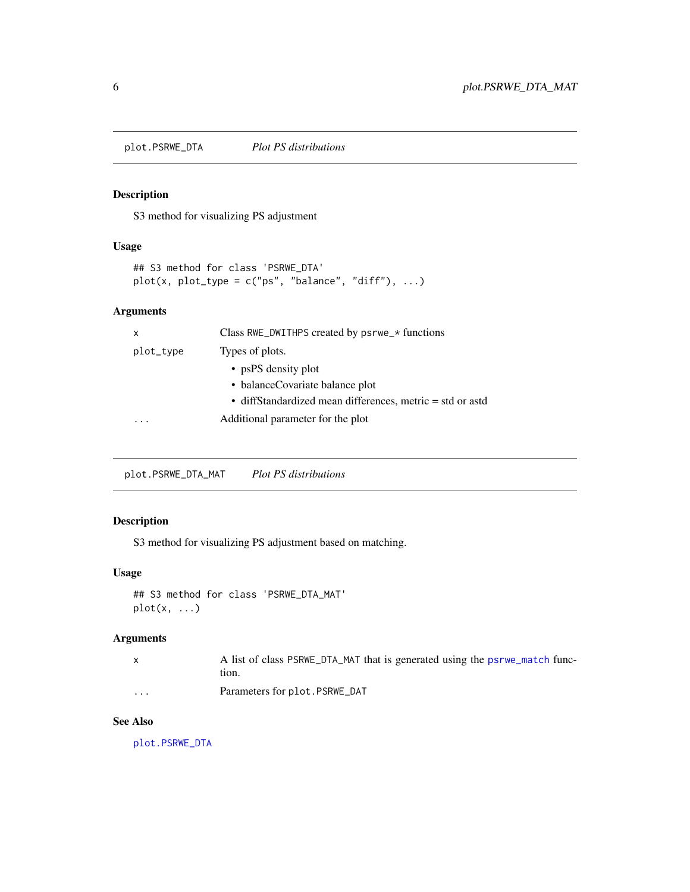## plot.PSRWE_DTA — *Plot PS distributions*

### Description

S3 method for visualizing PS adjustment

### Usage

```
## S3 method for class 'PSRWE_DTA'
plot(x, plot_type = c("ps", "balance", "diff"), ...)
```

### Arguments

| | |
|---|---|
| `x` | Class `RWE_DWITHPS` created by `psrwe_*` functions |
| `plot_type` | Types of plots. <br>• psPS density plot <br>• balanceCovariate balance plot <br>• diffStandardized mean differences, metric = std or astd |
| `...` | Additional parameter for the plot |

## plot.PSRWE_DTA_MAT — *Plot PS distributions*

### Description

S3 method for visualizing PS adjustment based on matching.

### Usage

```
## S3 method for class 'PSRWE_DTA_MAT'
plot(x, ...)
```

### Arguments

| | |
|---|---|
| `x` | A list of class `PSRWE_DTA_MAT` that is generated using the `psrwe_match` function. |
| `...` | Parameters for `plot.PSRWE_DAT` |

### See Also

`plot.PSRWE_DTA`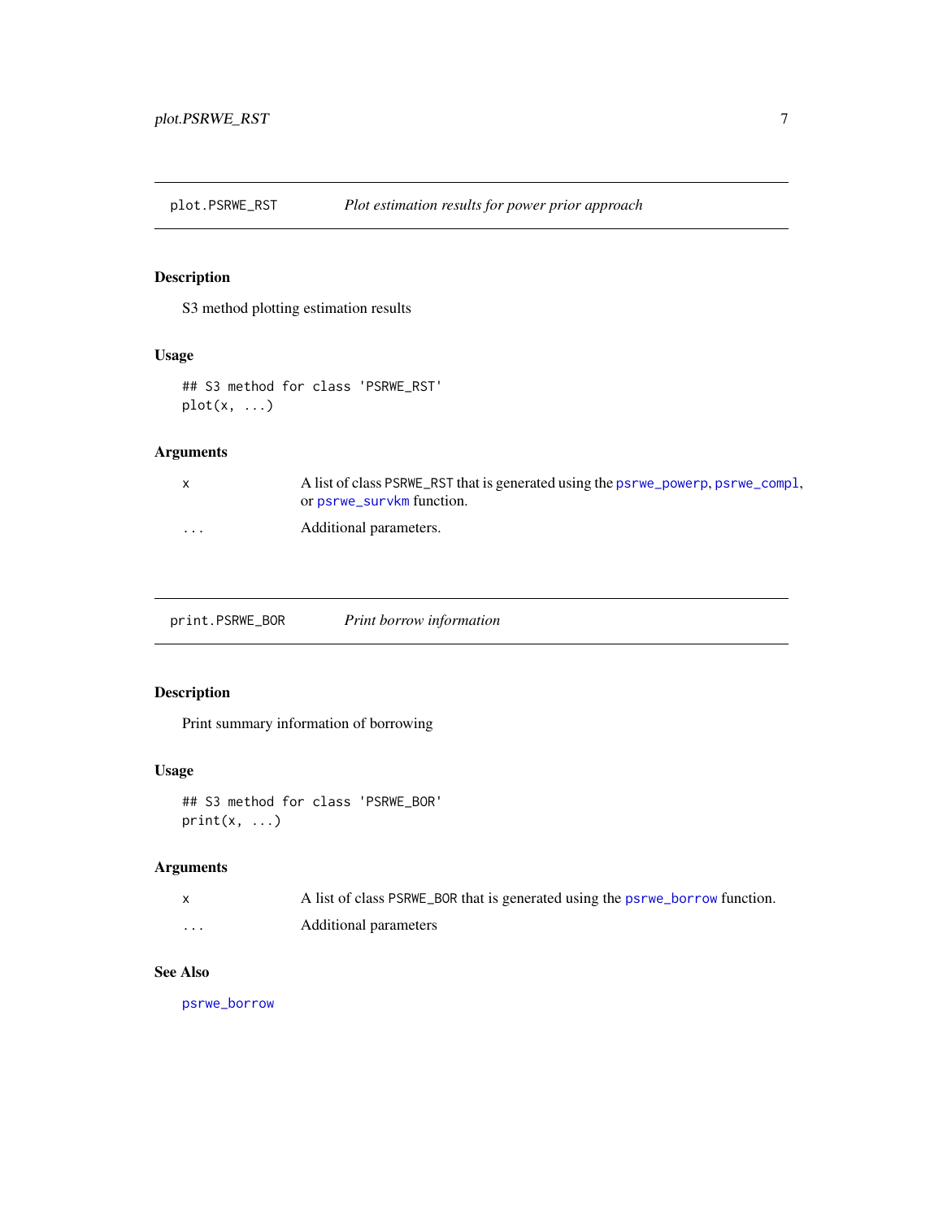## plot.PSRWE_RST — *Plot estimation results for power prior approach*

### Description

S3 method plotting estimation results

### Usage

```
## S3 method for class 'PSRWE_RST'
plot(x, ...)
```

### Arguments

| | |
|---|---|
| x | A list of class PSRWE_RST that is generated using the psrwe_powerp, psrwe_compl, or psrwe_survkm function. |
| ... | Additional parameters. |

## print.PSRWE_BOR — *Print borrow information*

### Description

Print summary information of borrowing

### Usage

```
## S3 method for class 'PSRWE_BOR'
print(x, ...)
```

### Arguments

| | |
|---|---|
| x | A list of class PSRWE_BOR that is generated using the psrwe_borrow function. |
| ... | Additional parameters |

### See Also

psrwe_borrow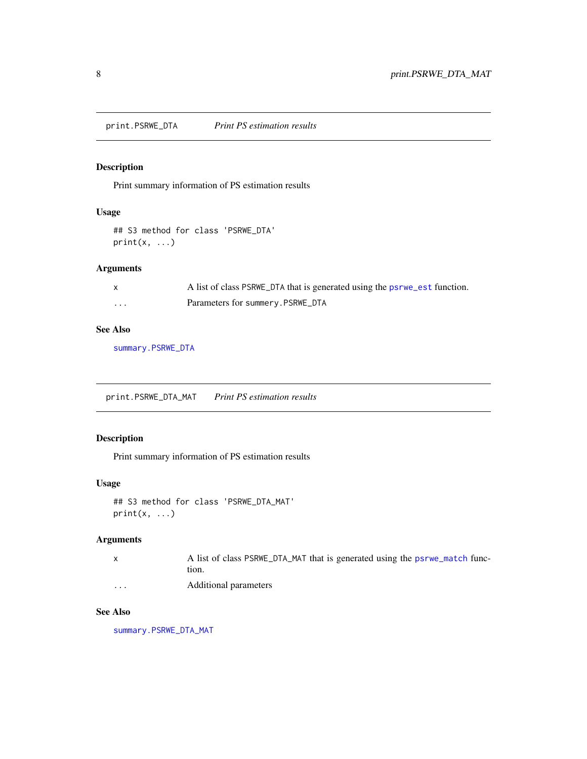## print.PSRWE_DTA    *Print PS estimation results*

### Description

Print summary information of PS estimation results

### Usage

```
## S3 method for class 'PSRWE_DTA'
print(x, ...)
```

### Arguments

| | |
|---|---|
| x | A list of class PSRWE_DTA that is generated using the psrwe_est function. |
| ... | Parameters for summery.PSRWE_DTA |

### See Also

summary.PSRWE_DTA

## print.PSRWE_DTA_MAT    *Print PS estimation results*

### Description

Print summary information of PS estimation results

### Usage

```
## S3 method for class 'PSRWE_DTA_MAT'
print(x, ...)
```

### Arguments

| | |
|---|---|
| x | A list of class PSRWE_DTA_MAT that is generated using the psrwe_match function. |
| ... | Additional parameters |

### See Also

summary.PSRWE_DTA_MAT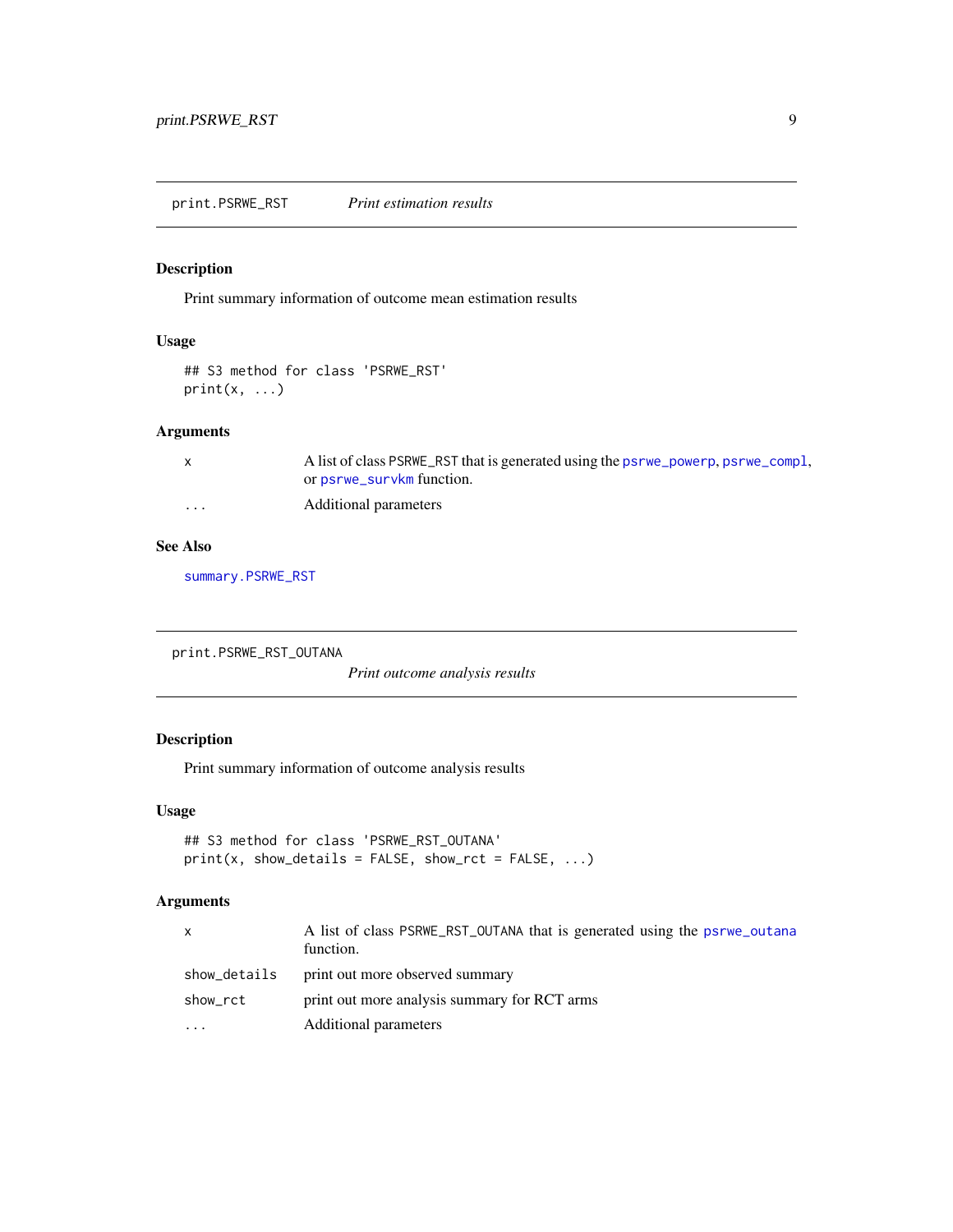## print.PSRWE_RST — *Print estimation results*

### Description

Print summary information of outcome mean estimation results

### Usage

```
## S3 method for class 'PSRWE_RST'
print(x, ...)
```

### Arguments

| | |
|---|---|
| x | A list of class PSRWE_RST that is generated using the psrwe_powerp, psrwe_compl, or psrwe_survkm function. |
| ... | Additional parameters |

### See Also

summary.PSRWE_RST

## print.PSRWE_RST_OUTANA — *Print outcome analysis results*

### Description

Print summary information of outcome analysis results

### Usage

```
## S3 method for class 'PSRWE_RST_OUTANA'
print(x, show_details = FALSE, show_rct = FALSE, ...)
```

### Arguments

| | |
|---|---|
| x | A list of class PSRWE_RST_OUTANA that is generated using the psrwe_outana function. |
| show_details | print out more observed summary |
| show_rct | print out more analysis summary for RCT arms |
| ... | Additional parameters |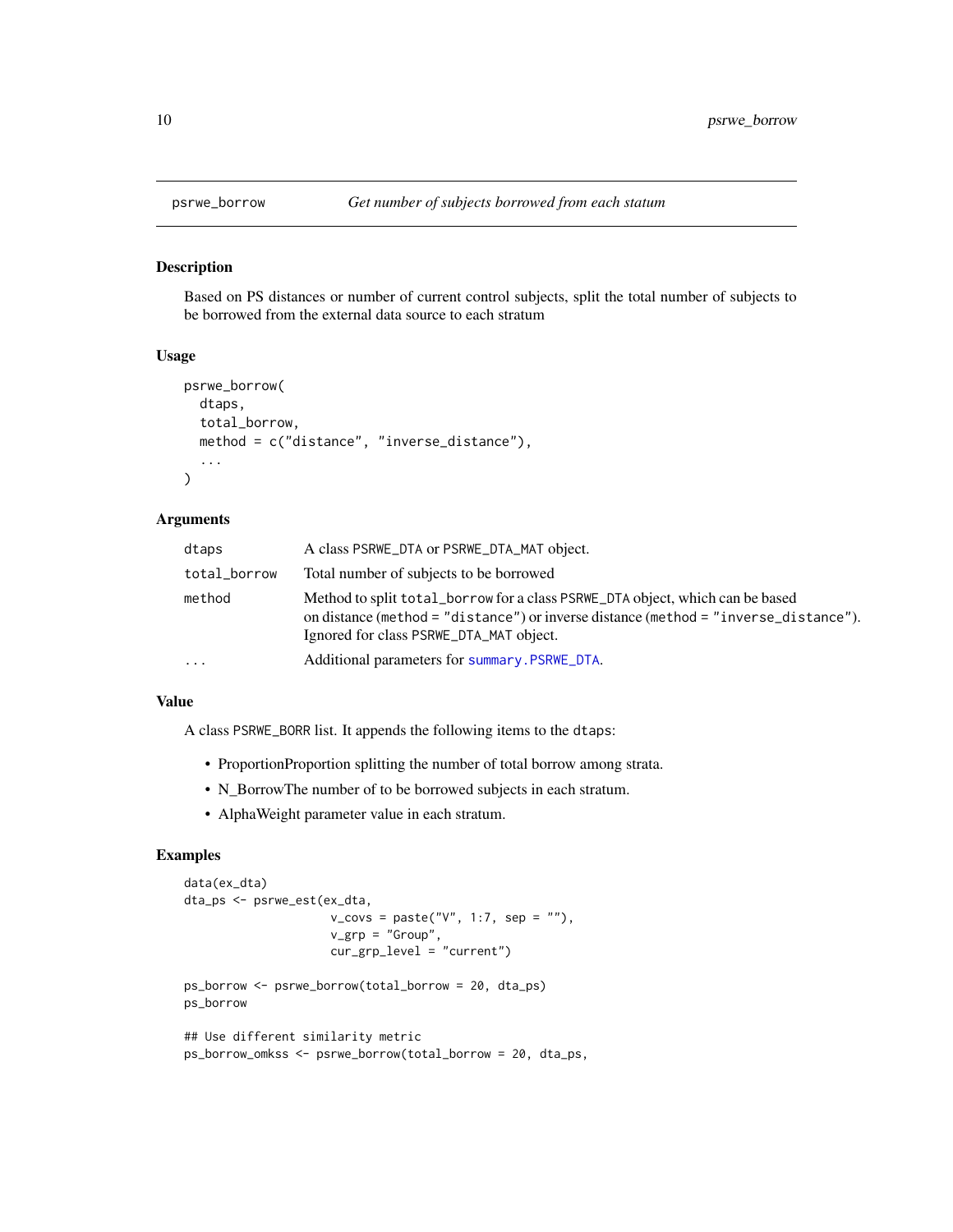## psrwe_borrow — *Get number of subjects borrowed from each statum*

### Description

Based on PS distances or number of current control subjects, split the total number of subjects to be borrowed from the external data source to each stratum

### Usage

```
psrwe_borrow(
  dtaps,
  total_borrow,
  method = c("distance", "inverse_distance"),
  ...
)
```

### Arguments

| | |
|---|---|
| `dtaps` | A class `PSRWE_DTA` or `PSRWE_DTA_MAT` object. |
| `total_borrow` | Total number of subjects to be borrowed |
| `method` | Method to split `total_borrow` for a class `PSRWE_DTA` object, which can be based on distance (`method = "distance"`) or inverse distance (`method = "inverse_distance"`). Ignored for class `PSRWE_DTA_MAT` object. |
| `...` | Additional parameters for `summary.PSRWE_DTA`. |

### Value

A class `PSRWE_BORR` list. It appends the following items to the `dtaps`:

- ProportionProportion splitting the number of total borrow among strata.
- N_BorrowThe number of to be borrowed subjects in each stratum.
- AlphaWeight parameter value in each stratum.

### Examples

```
data(ex_dta)
dta_ps <- psrwe_est(ex_dta,
                    v_covs = paste("V", 1:7, sep = ""),
                    v_grp = "Group",
                    cur_grp_level = "current")

ps_borrow <- psrwe_borrow(total_borrow = 20, dta_ps)
ps_borrow

## Use different similarity metric
ps_borrow_omkss <- psrwe_borrow(total_borrow = 20, dta_ps,
```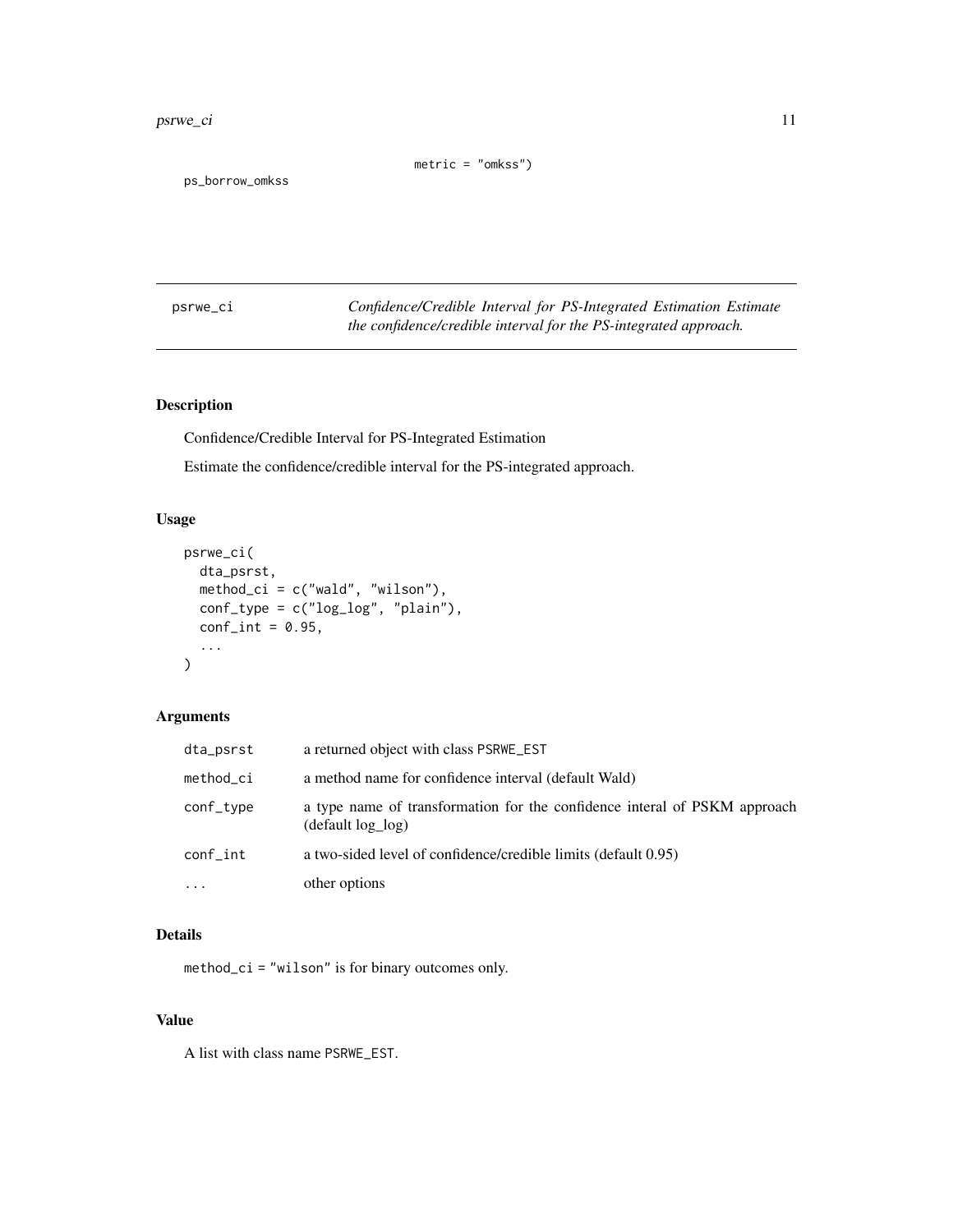```
metric = "omkss")
```

ps_borrow_omkss

---

| psrwe_ci | *Confidence/Credible Interval for PS-Integrated Estimation Estimate the confidence/credible interval for the PS-integrated approach.* |
|---|---|

## Description

Confidence/Credible Interval for PS-Integrated Estimation

Estimate the confidence/credible interval for the PS-integrated approach.

## Usage

```
psrwe_ci(
  dta_psrst,
  method_ci = c("wald", "wilson"),
  conf_type = c("log_log", "plain"),
  conf_int = 0.95,
  ...
)
```

## Arguments

| | |
|---|---|
| dta_psrst | a returned object with class PSRWE_EST |
| method_ci | a method name for confidence interval (default Wald) |
| conf_type | a type name of transformation for the confidence interal of PSKM approach (default log_log) |
| conf_int | a two-sided level of confidence/credible limits (default 0.95) |
| ... | other options |

## Details

method_ci = "wilson" is for binary outcomes only.

## Value

A list with class name PSRWE_EST.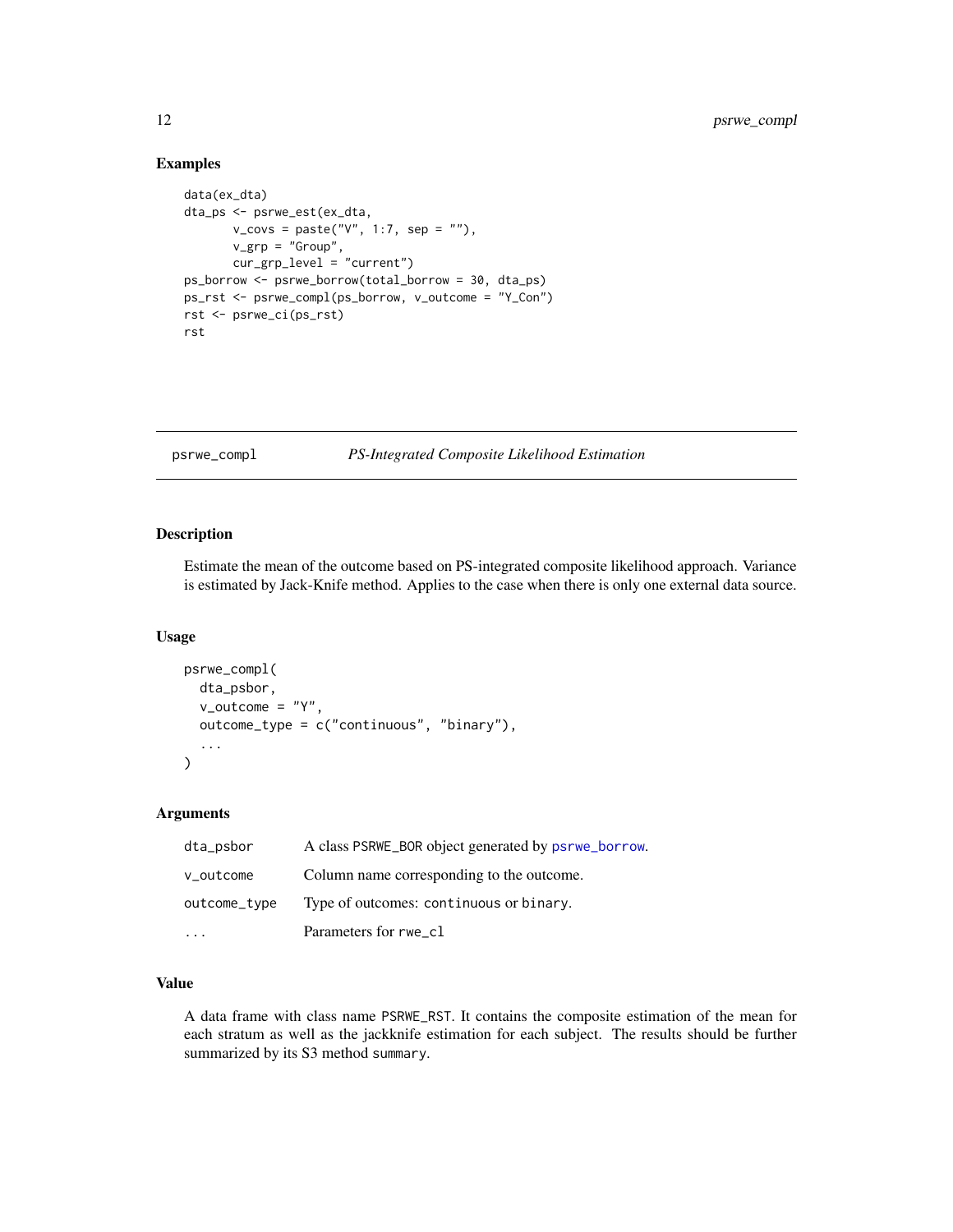## Examples

```
data(ex_dta)
dta_ps <- psrwe_est(ex_dta,
       v_covs = paste("V", 1:7, sep = ""),
       v_grp = "Group",
       cur_grp_level = "current")
ps_borrow <- psrwe_borrow(total_borrow = 30, dta_ps)
ps_rst <- psrwe_compl(ps_borrow, v_outcome = "Y_Con")
rst <- psrwe_ci(ps_rst)
rst
```

---

psrwe_compl *PS-Integrated Composite Likelihood Estimation*

---

### Description

Estimate the mean of the outcome based on PS-integrated composite likelihood approach. Variance is estimated by Jack-Knife method. Applies to the case when there is only one external data source.

### Usage

```
psrwe_compl(
  dta_psbor,
  v_outcome = "Y",
  outcome_type = c("continuous", "binary"),
  ...
)
```

### Arguments

| | |
|---|---|
| dta_psbor | A class PSRWE_BOR object generated by psrwe_borrow. |
| v_outcome | Column name corresponding to the outcome. |
| outcome_type | Type of outcomes: continuous or binary. |
| ... | Parameters for rwe_cl |

### Value

A data frame with class name PSRWE_RST. It contains the composite estimation of the mean for each stratum as well as the jackknife estimation for each subject. The results should be further summarized by its S3 method summary.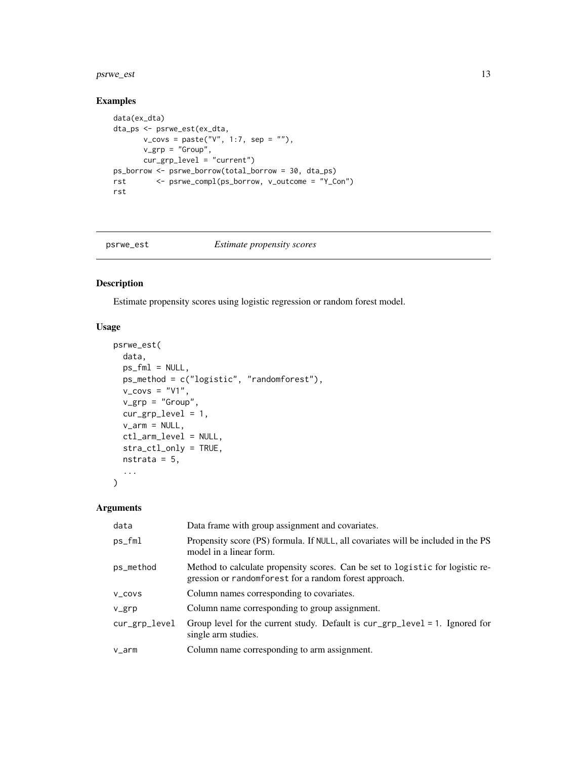### Examples

```
data(ex_dta)
dta_ps <- psrwe_est(ex_dta,
       v_covs = paste("V", 1:7, sep = ""),
       v_grp = "Group",
       cur_grp_level = "current")
ps_borrow <- psrwe_borrow(total_borrow = 30, dta_ps)
rst       <- psrwe_compl(ps_borrow, v_outcome = "Y_Con")
rst
```

---

## psrwe_est — *Estimate propensity scores*

### Description

Estimate propensity scores using logistic regression or random forest model.

### Usage

```
psrwe_est(
  data,
  ps_fml = NULL,
  ps_method = c("logistic", "randomforest"),
  v_covs = "V1",
  v_grp = "Group",
  cur_grp_level = 1,
  v_arm = NULL,
  ctl_arm_level = NULL,
  stra_ctl_only = TRUE,
  nstrata = 5,
  ...
)
```

### Arguments

| | |
|---|---|
| `data` | Data frame with group assignment and covariates. |
| `ps_fml` | Propensity score (PS) formula. If `NULL`, all covariates will be included in the PS model in a linear form. |
| `ps_method` | Method to calculate propensity scores. Can be set to `logistic` for logistic regression or `randomforest` for a random forest approach. |
| `v_covs` | Column names corresponding to covariates. |
| `v_grp` | Column name corresponding to group assignment. |
| `cur_grp_level` | Group level for the current study. Default is `cur_grp_level = 1`. Ignored for single arm studies. |
| `v_arm` | Column name corresponding to arm assignment. |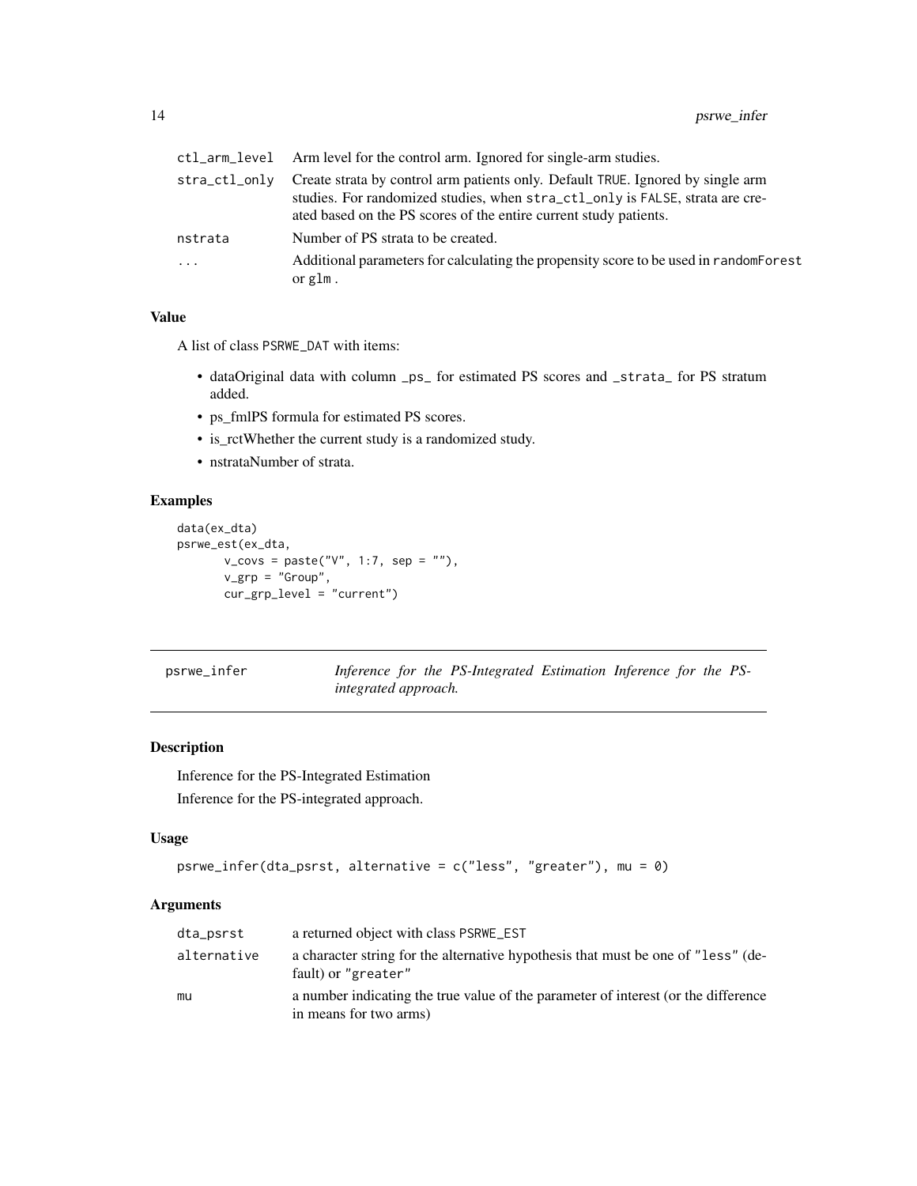| | |
|---|---|
| ctl_arm_level | Arm level for the control arm. Ignored for single-arm studies. |
| stra_ctl_only | Create strata by control arm patients only. Default TRUE. Ignored by single arm studies. For randomized studies, when stra_ctl_only is FALSE, strata are created based on the PS scores of the entire current study patients. |
| nstrata | Number of PS strata to be created. |
| ... | Additional parameters for calculating the propensity score to be used in randomForest or glm . |

### Value

A list of class PSRWE_DAT with items:

- dataOriginal data with column _ps_ for estimated PS scores and _strata_ for PS stratum added.
- ps_fmlPS formula for estimated PS scores.
- is_rctWhether the current study is a randomized study.
- nstrataNumber of strata.

### Examples

```
data(ex_dta)
psrwe_est(ex_dta,
       v_covs = paste("V", 1:7, sep = ""),
       v_grp = "Group",
       cur_grp_level = "current")
```

---

## psrwe_infer — *Inference for the PS-Integrated Estimation Inference for the PS-integrated approach.*

---

### Description

Inference for the PS-Integrated Estimation

Inference for the PS-integrated approach.

### Usage

```
psrwe_infer(dta_psrst, alternative = c("less", "greater"), mu = 0)
```

### Arguments

| | |
|---|---|
| dta_psrst | a returned object with class PSRWE_EST |
| alternative | a character string for the alternative hypothesis that must be one of "less" (default) or "greater" |
| mu | a number indicating the true value of the parameter of interest (or the difference in means for two arms) |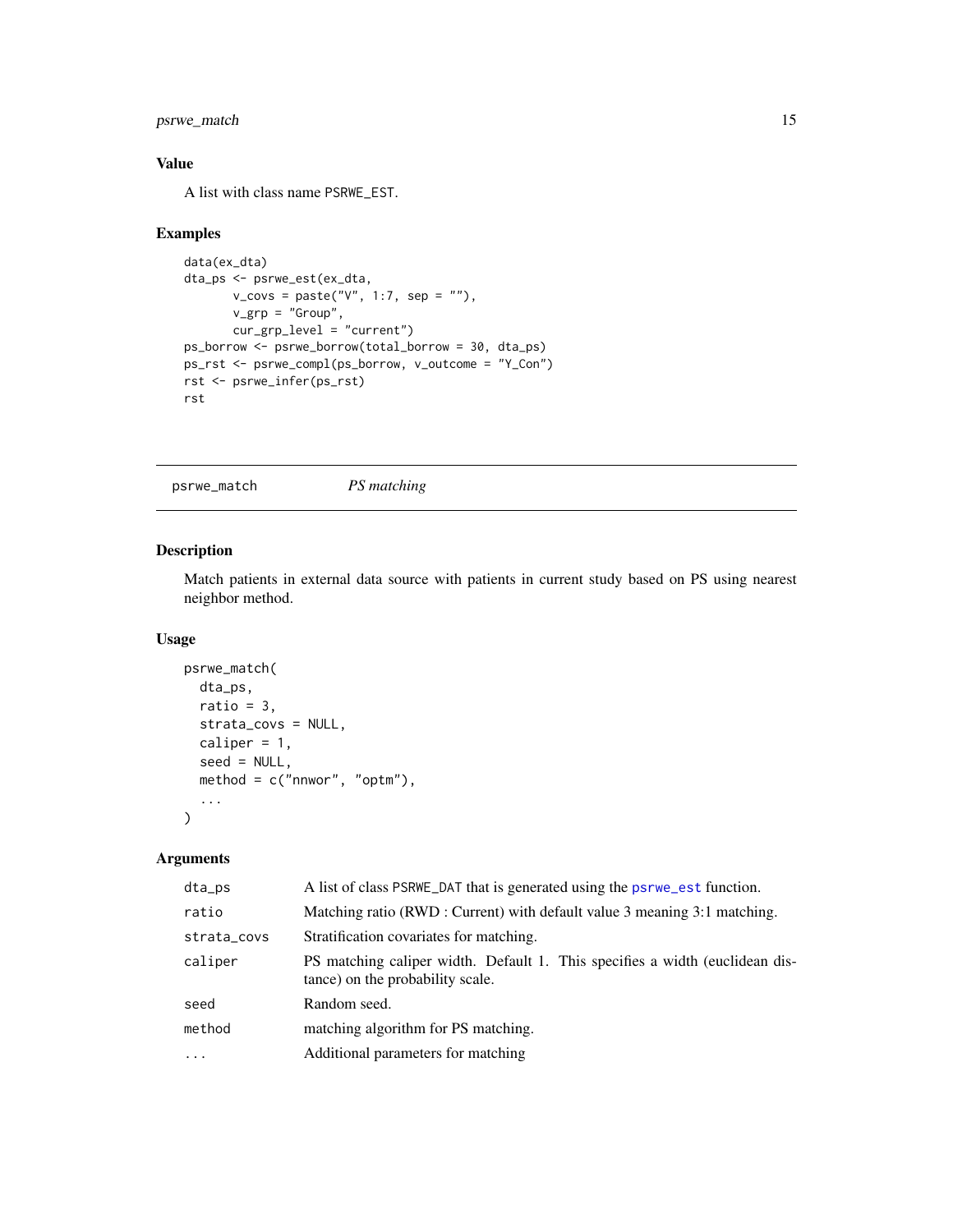## Value

A list with class name PSRWE_EST.

## Examples

```
data(ex_dta)
dta_ps <- psrwe_est(ex_dta,
       v_covs = paste("V", 1:7, sep = ""),
       v_grp = "Group",
       cur_grp_level = "current")
ps_borrow <- psrwe_borrow(total_borrow = 30, dta_ps)
ps_rst <- psrwe_compl(ps_borrow, v_outcome = "Y_Con")
rst <- psrwe_infer(ps_rst)
rst
```

---

# psrwe_match *PS matching*

---

## Description

Match patients in external data source with patients in current study based on PS using nearest neighbor method.

## Usage

```
psrwe_match(
  dta_ps,
  ratio = 3,
  strata_covs = NULL,
  caliper = 1,
  seed = NULL,
  method = c("nnwor", "optm"),
  ...
)
```

## Arguments

| | |
|---|---|
| dta_ps | A list of class PSRWE_DAT that is generated using the psrwe_est function. |
| ratio | Matching ratio (RWD : Current) with default value 3 meaning 3:1 matching. |
| strata_covs | Stratification covariates for matching. |
| caliper | PS matching caliper width. Default 1. This specifies a width (euclidean distance) on the probability scale. |
| seed | Random seed. |
| method | matching algorithm for PS matching. |
| ... | Additional parameters for matching |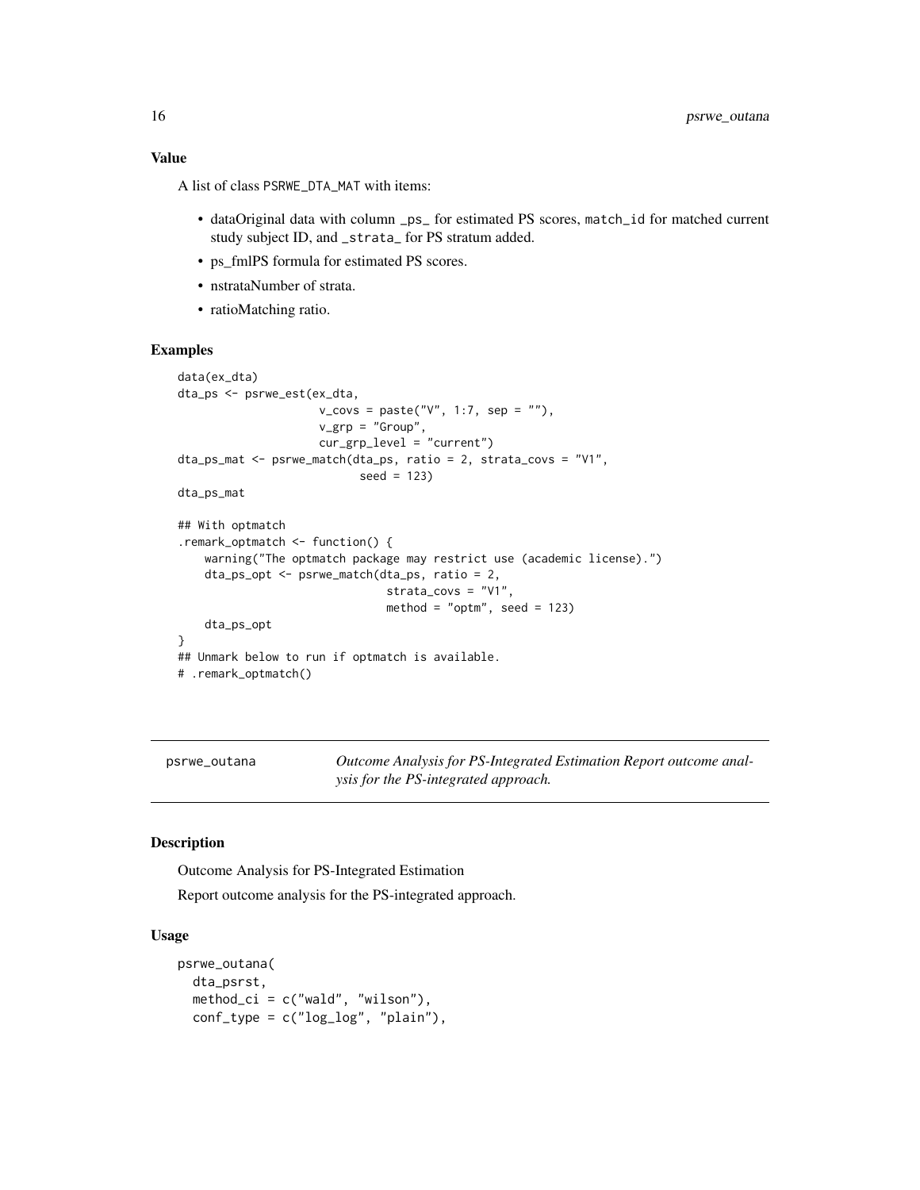### Value

A list of class PSRWE_DTA_MAT with items:

- dataOriginal data with column _ps_ for estimated PS scores, match_id for matched current study subject ID, and _strata_ for PS stratum added.
- ps_fmlPS formula for estimated PS scores.
- nstrataNumber of strata.
- ratioMatching ratio.

### Examples

```
data(ex_dta)
dta_ps <- psrwe_est(ex_dta,
                    v_covs = paste("V", 1:7, sep = ""),
                    v_grp = "Group",
                    cur_grp_level = "current")
dta_ps_mat <- psrwe_match(dta_ps, ratio = 2, strata_covs = "V1",
                          seed = 123)
dta_ps_mat

## With optmatch
.remark_optmatch <- function() {
    warning("The optmatch package may restrict use (academic license).")
    dta_ps_opt <- psrwe_match(dta_ps, ratio = 2,
                              strata_covs = "V1",
                              method = "optm", seed = 123)
    dta_ps_opt
}
## Unmark below to run if optmatch is available.
# .remark_optmatch()
```

---

## psrwe_outana — *Outcome Analysis for PS-Integrated Estimation Report outcome analysis for the PS-integrated approach.*

### Description

Outcome Analysis for PS-Integrated Estimation

Report outcome analysis for the PS-integrated approach.

### Usage

```
psrwe_outana(
  dta_psrst,
  method_ci = c("wald", "wilson"),
  conf_type = c("log_log", "plain"),
```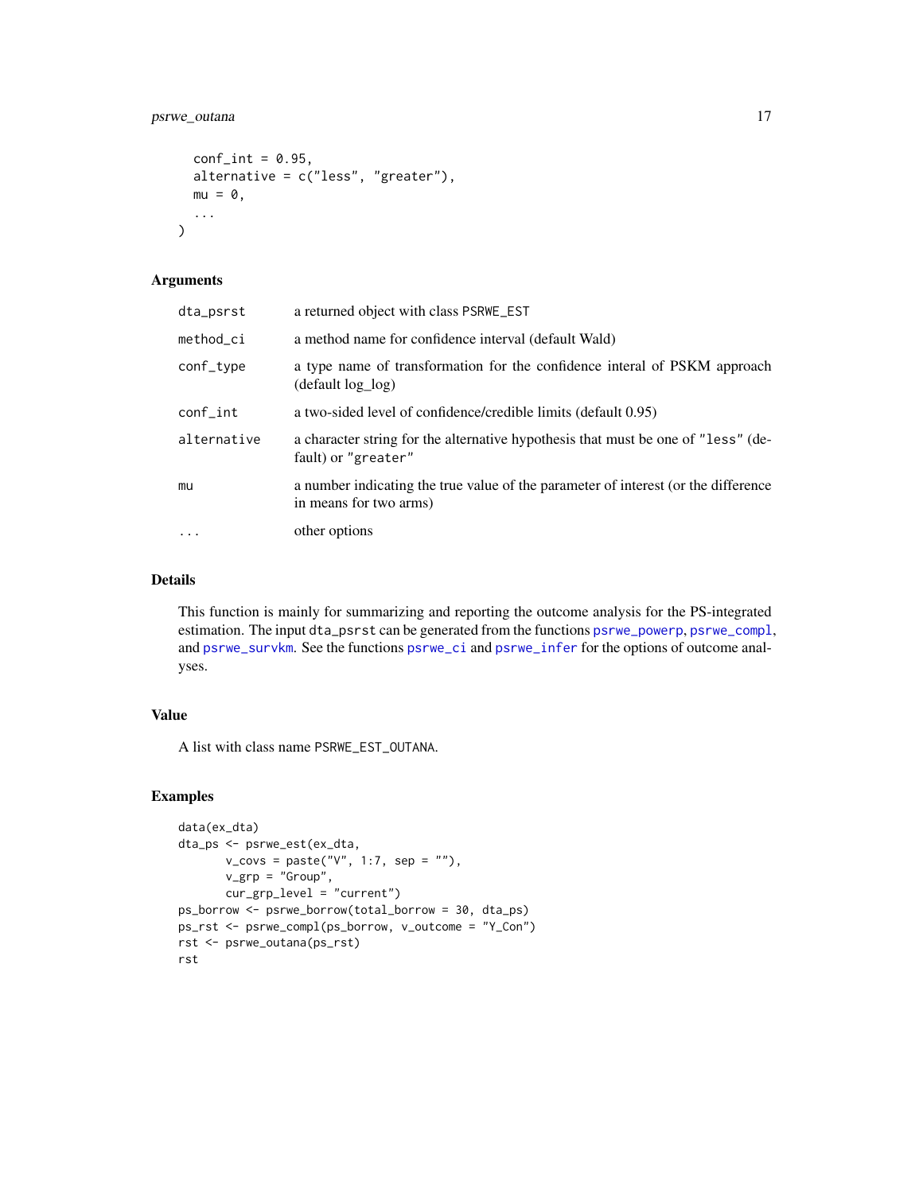```
  conf_int = 0.95,
  alternative = c("less", "greater"),
  mu = 0,
  ...
)
```

### Arguments

| | |
|---|---|
| dta_psrst | a returned object with class PSRWE_EST |
| method_ci | a method name for confidence interval (default Wald) |
| conf_type | a type name of transformation for the confidence interal of PSKM approach (default log_log) |
| conf_int | a two-sided level of confidence/credible limits (default 0.95) |
| alternative | a character string for the alternative hypothesis that must be one of "less" (default) or "greater" |
| mu | a number indicating the true value of the parameter of interest (or the difference in means for two arms) |
| ... | other options |

### Details

This function is mainly for summarizing and reporting the outcome analysis for the PS-integrated estimation. The input dta_psrst can be generated from the functions psrwe_powerp, psrwe_compl, and psrwe_survkm. See the functions psrwe_ci and psrwe_infer for the options of outcome analyses.

### Value

A list with class name PSRWE_EST_OUTANA.

### Examples

```
data(ex_dta)
dta_ps <- psrwe_est(ex_dta,
       v_covs = paste("V", 1:7, sep = ""),
       v_grp = "Group",
       cur_grp_level = "current")
ps_borrow <- psrwe_borrow(total_borrow = 30, dta_ps)
ps_rst <- psrwe_compl(ps_borrow, v_outcome = "Y_Con")
rst <- psrwe_outana(ps_rst)
rst
```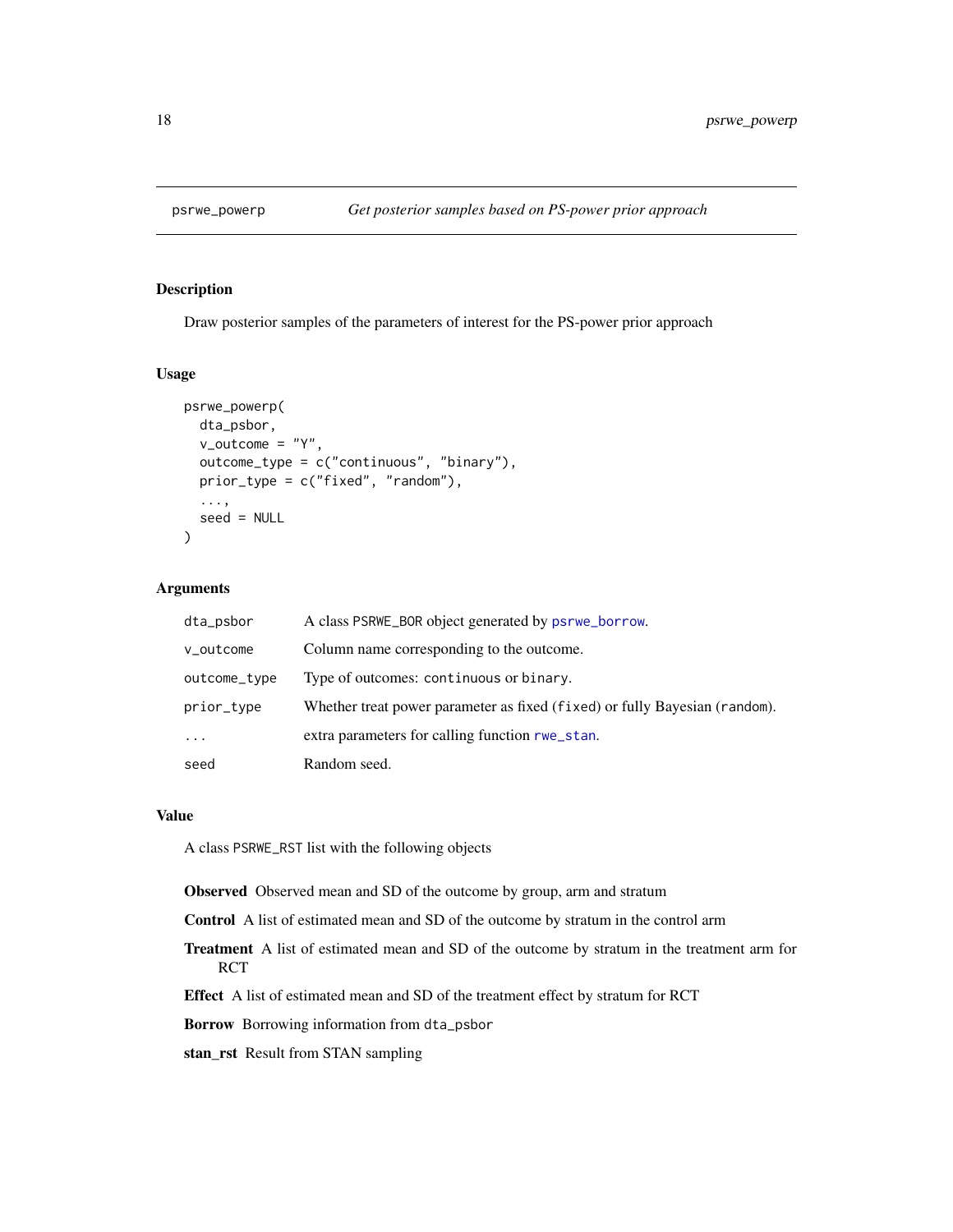## psrwe_powerp — *Get posterior samples based on PS-power prior approach*

### Description

Draw posterior samples of the parameters of interest for the PS-power prior approach

### Usage

```
psrwe_powerp(
  dta_psbor,
  v_outcome = "Y",
  outcome_type = c("continuous", "binary"),
  prior_type = c("fixed", "random"),
  ...,
  seed = NULL
)
```

### Arguments

| | |
|---|---|
| `dta_psbor` | A class `PSRWE_BOR` object generated by `psrwe_borrow`. |
| `v_outcome` | Column name corresponding to the outcome. |
| `outcome_type` | Type of outcomes: `continuous` or `binary`. |
| `prior_type` | Whether treat power parameter as fixed (`fixed`) or fully Bayesian (`random`). |
| `...` | extra parameters for calling function `rwe_stan`. |
| `seed` | Random seed. |

### Value

A class `PSRWE_RST` list with the following objects

**Observed** Observed mean and SD of the outcome by group, arm and stratum

**Control** A list of estimated mean and SD of the outcome by stratum in the control arm

**Treatment** A list of estimated mean and SD of the outcome by stratum in the treatment arm for RCT

**Effect** A list of estimated mean and SD of the treatment effect by stratum for RCT

**Borrow** Borrowing information from `dta_psbor`

**stan_rst** Result from STAN sampling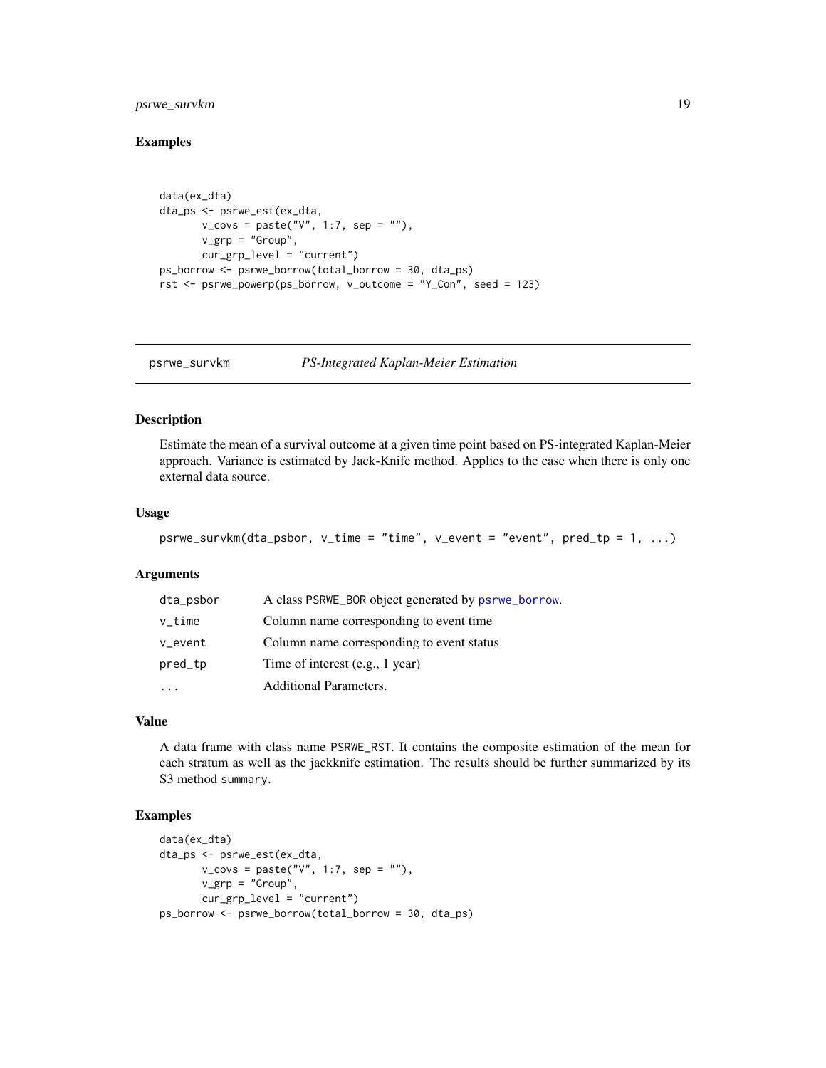## Examples

```
data(ex_dta)
dta_ps <- psrwe_est(ex_dta,
       v_covs = paste("V", 1:7, sep = ""),
       v_grp = "Group",
       cur_grp_level = "current")
ps_borrow <- psrwe_borrow(total_borrow = 30, dta_ps)
rst <- psrwe_powerp(ps_borrow, v_outcome = "Y_Con", seed = 123)
```

---

# psrwe_survkm — *PS-Integrated Kaplan-Meier Estimation*

---

## Description

Estimate the mean of a survival outcome at a given time point based on PS-integrated Kaplan-Meier approach. Variance is estimated by Jack-Knife method. Applies to the case when there is only one external data source.

## Usage

```
psrwe_survkm(dta_psbor, v_time = "time", v_event = "event", pred_tp = 1, ...)
```

## Arguments

| | |
|---|---|
| dta_psbor | A class PSRWE_BOR object generated by psrwe_borrow. |
| v_time | Column name corresponding to event time |
| v_event | Column name corresponding to event status |
| pred_tp | Time of interest (e.g., 1 year) |
| ... | Additional Parameters. |

## Value

A data frame with class name PSRWE_RST. It contains the composite estimation of the mean for each stratum as well as the jackknife estimation. The results should be further summarized by its S3 method summary.

## Examples

```
data(ex_dta)
dta_ps <- psrwe_est(ex_dta,
       v_covs = paste("V", 1:7, sep = ""),
       v_grp = "Group",
       cur_grp_level = "current")
ps_borrow <- psrwe_borrow(total_borrow = 30, dta_ps)
```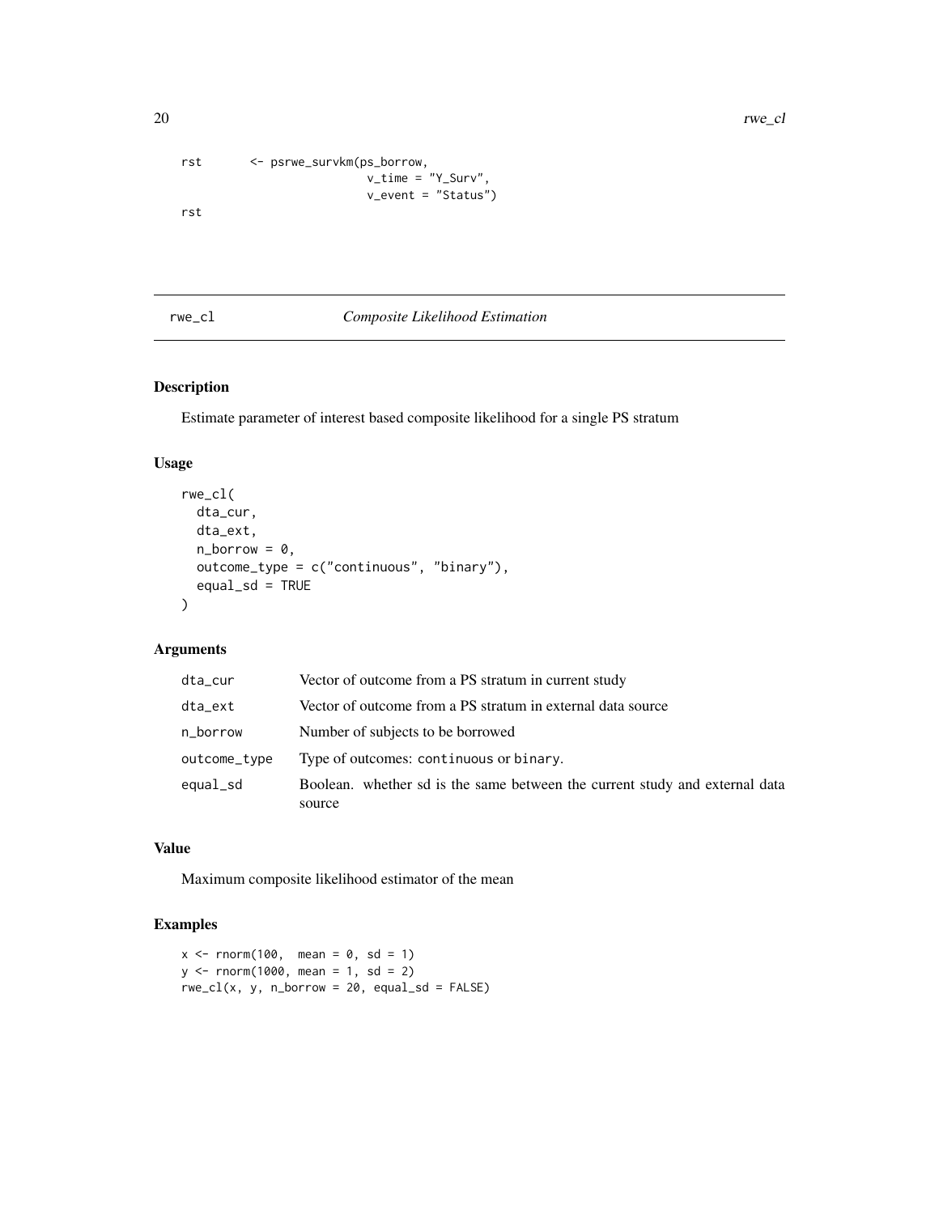```
rst        <- psrwe_survkm(ps_borrow,
                           v_time = "Y_Surv",
                           v_event = "Status")
rst
```

## rwe_cl — *Composite Likelihood Estimation*

### Description

Estimate parameter of interest based composite likelihood for a single PS stratum

### Usage

```
rwe_cl(
  dta_cur,
  dta_ext,
  n_borrow = 0,
  outcome_type = c("continuous", "binary"),
  equal_sd = TRUE
)
```

### Arguments

| | |
|---|---|
| dta_cur | Vector of outcome from a PS stratum in current study |
| dta_ext | Vector of outcome from a PS stratum in external data source |
| n_borrow | Number of subjects to be borrowed |
| outcome_type | Type of outcomes: `continuous` or `binary`. |
| equal_sd | Boolean. whether sd is the same between the current study and external data source |

### Value

Maximum composite likelihood estimator of the mean

### Examples

```
x <- rnorm(100,  mean = 0, sd = 1)
y <- rnorm(1000, mean = 1, sd = 2)
rwe_cl(x, y, n_borrow = 20, equal_sd = FALSE)
```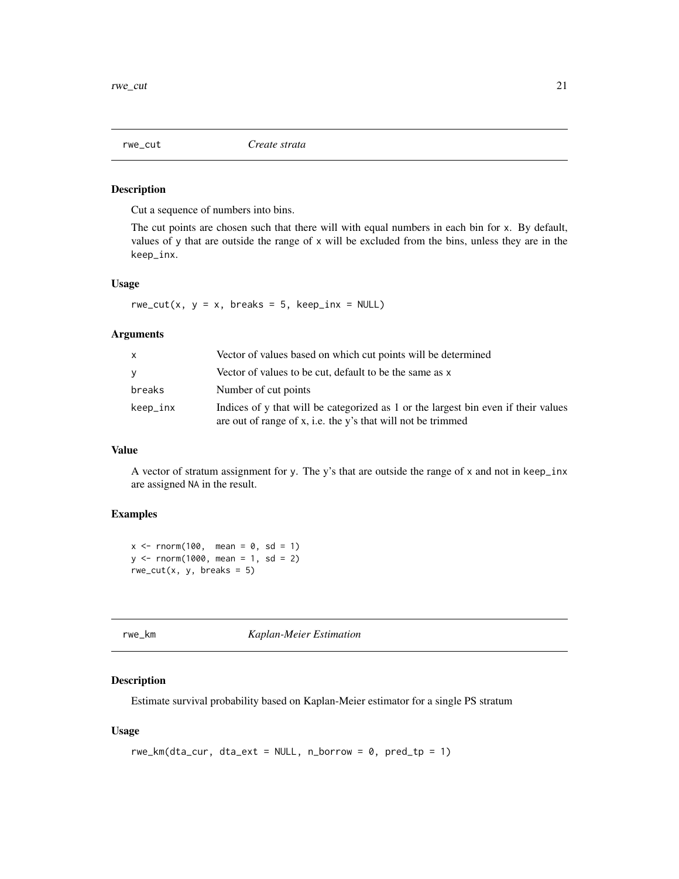## rwe_cut — *Create strata*

### Description

Cut a sequence of numbers into bins.

The cut points are chosen such that there will with equal numbers in each bin for `x`. By default, values of `y` that are outside the range of `x` will be excluded from the bins, unless they are in the `keep_inx`.

### Usage

```
rwe_cut(x, y = x, breaks = 5, keep_inx = NULL)
```

### Arguments

| | |
|---|---|
| `x` | Vector of values based on which cut points will be determined |
| `y` | Vector of values to be cut, default to be the same as `x` |
| `breaks` | Number of cut points |
| `keep_inx` | Indices of y that will be categorized as 1 or the largest bin even if their values are out of range of x, i.e. the y's that will not be trimmed |

### Value

A vector of stratum assignment for `y`. The y's that are outside the range of `x` and not in `keep_inx` are assigned `NA` in the result.

### Examples

```
x <- rnorm(100,  mean = 0, sd = 1)
y <- rnorm(1000, mean = 1, sd = 2)
rwe_cut(x, y, breaks = 5)
```

## rwe_km — *Kaplan-Meier Estimation*

### Description

Estimate survival probability based on Kaplan-Meier estimator for a single PS stratum

### Usage

```
rwe_km(dta_cur, dta_ext = NULL, n_borrow = 0, pred_tp = 1)
```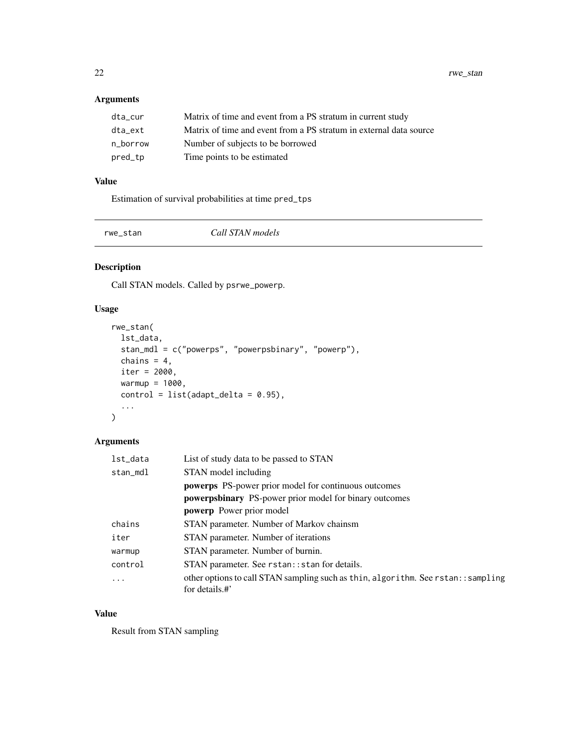### Arguments

| | |
|---|---|
| dta_cur | Matrix of time and event from a PS stratum in current study |
| dta_ext | Matrix of time and event from a PS stratum in external data source |
| n_borrow | Number of subjects to be borrowed |
| pred_tp | Time points to be estimated |

### Value

Estimation of survival probabilities at time pred_tps

---

## rwe_stan — *Call STAN models*

### Description

Call STAN models. Called by psrwe_powerp.

### Usage

```
rwe_stan(
  lst_data,
  stan_mdl = c("powerps", "powerpsbinary", "powerp"),
  chains = 4,
  iter = 2000,
  warmup = 1000,
  control = list(adapt_delta = 0.95),
  ...
)
```

### Arguments

| | |
|---|---|
| lst_data | List of study data to be passed to STAN |
| stan_mdl | STAN model including<br>**powerps** PS-power prior model for continuous outcomes<br>**powerpsbinary** PS-power prior model for binary outcomes<br>**powerp** Power prior model |
| chains | STAN parameter. Number of Markov chainsm |
| iter | STAN parameter. Number of iterations |
| warmup | STAN parameter. Number of burnin. |
| control | STAN parameter. See rstan::stan for details. |
| ... | other options to call STAN sampling such as thin, algorithm. See rstan::sampling for details.#' |

### Value

Result from STAN sampling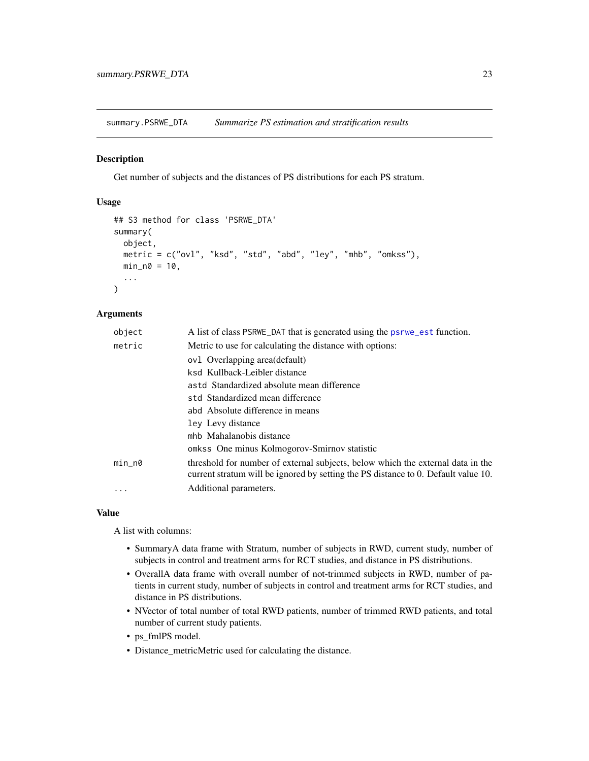summary.PSRWE_DTA *Summarize PS estimation and stratification results*

## Description

Get number of subjects and the distances of PS distributions for each PS stratum.

## Usage

```
## S3 method for class 'PSRWE_DTA'
summary(
  object,
  metric = c("ovl", "ksd", "std", "abd", "ley", "mhb", "omkss"),
  min_n0 = 10,
  ...
)
```

## Arguments

| | |
|---|---|
| object | A list of class PSRWE_DAT that is generated using the psrwe_est function. |
| metric | Metric to use for calculating the distance with options:<br>ovl Overlapping area(default)<br>ksd Kullback-Leibler distance<br>astd Standardized absolute mean difference<br>std Standardized mean difference<br>abd Absolute difference in means<br>ley Levy distance<br>mhb Mahalanobis distance<br>omkss One minus Kolmogorov-Smirnov statistic |
| min_n0 | threshold for number of external subjects, below which the external data in the current stratum will be ignored by setting the PS distance to 0. Default value 10. |
| ... | Additional parameters. |

## Value

A list with columns:

- SummaryA data frame with Stratum, number of subjects in RWD, current study, number of subjects in control and treatment arms for RCT studies, and distance in PS distributions.
- OverallA data frame with overall number of not-trimmed subjects in RWD, number of patients in current study, number of subjects in control and treatment arms for RCT studies, and distance in PS distributions.
- NVector of total number of total RWD patients, number of trimmed RWD patients, and total number of current study patients.
- ps_fmlPS model.
- Distance_metricMetric used for calculating the distance.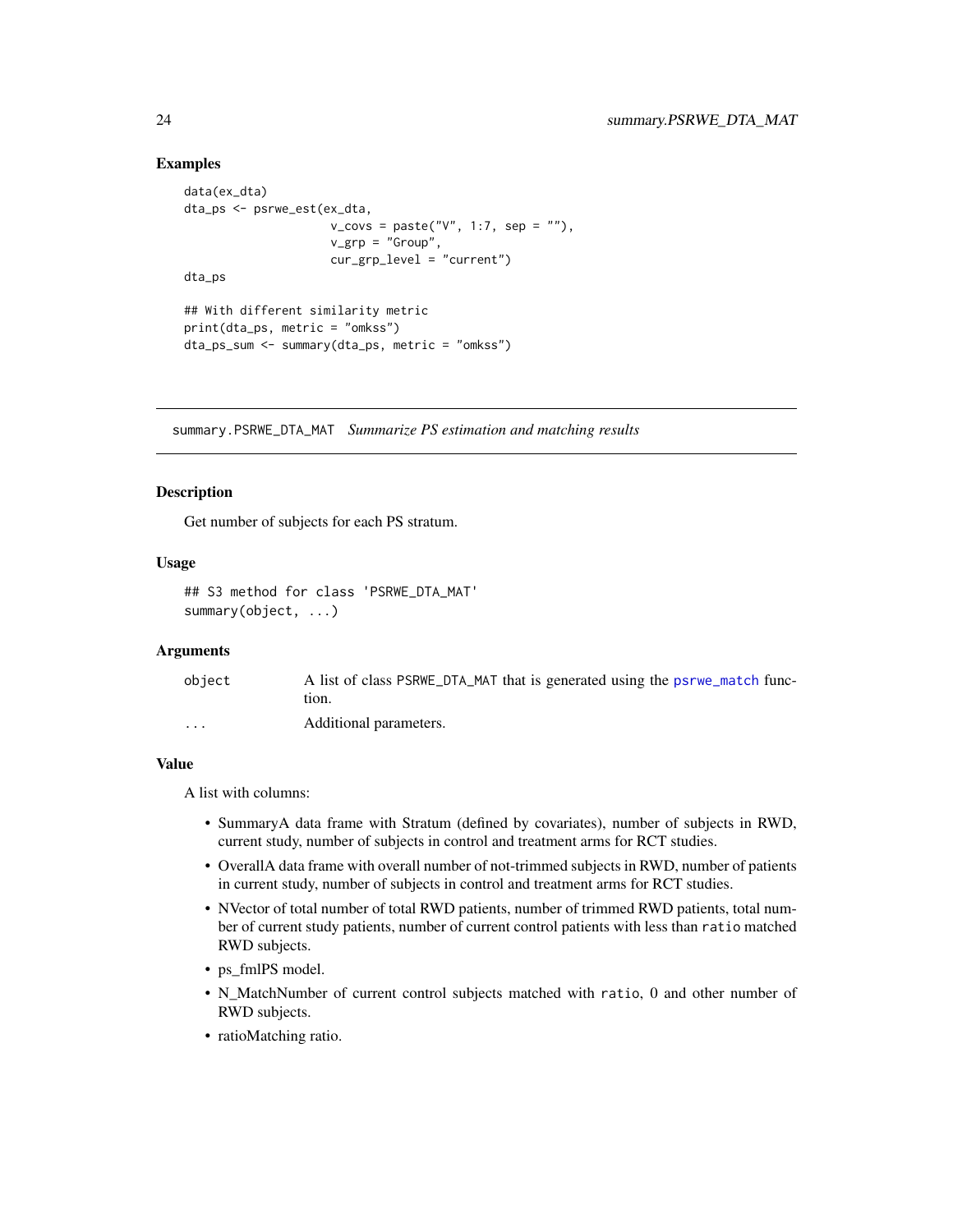## Examples

```
data(ex_dta)
dta_ps <- psrwe_est(ex_dta,
                    v_covs = paste("V", 1:7, sep = ""),
                    v_grp = "Group",
                    cur_grp_level = "current")
dta_ps

## With different similarity metric
print(dta_ps, metric = "omkss")
dta_ps_sum <- summary(dta_ps, metric = "omkss")
```

---

# summary.PSRWE_DTA_MAT *Summarize PS estimation and matching results*

## Description

Get number of subjects for each PS stratum.

## Usage

```
## S3 method for class 'PSRWE_DTA_MAT'
summary(object, ...)
```

## Arguments

| | |
|---|---|
| object | A list of class PSRWE_DTA_MAT that is generated using the psrwe_match function. |
| ... | Additional parameters. |

## Value

A list with columns:

- SummaryA data frame with Stratum (defined by covariates), number of subjects in RWD, current study, number of subjects in control and treatment arms for RCT studies.
- OverallA data frame with overall number of not-trimmed subjects in RWD, number of patients in current study, number of subjects in control and treatment arms for RCT studies.
- NVector of total number of total RWD patients, number of trimmed RWD patients, total number of current study patients, number of current control patients with less than ratio matched RWD subjects.
- ps_fmlPS model.
- N_MatchNumber of current control subjects matched with ratio, 0 and other number of RWD subjects.
- ratioMatching ratio.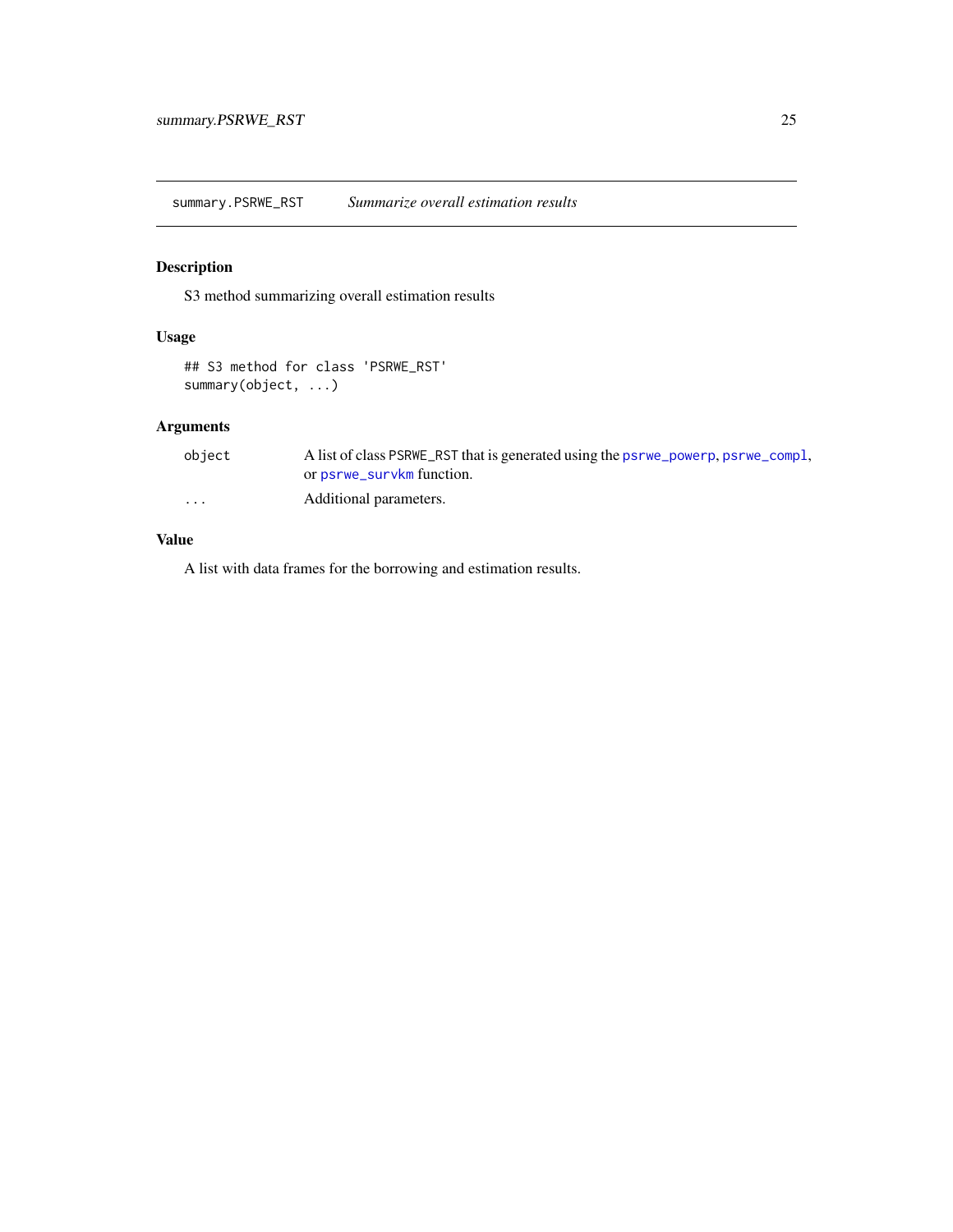## summary.PSRWE_RST — *Summarize overall estimation results*

### Description

S3 method summarizing overall estimation results

### Usage

```
## S3 method for class 'PSRWE_RST'
summary(object, ...)
```

### Arguments

| | |
|---|---|
| object | A list of class PSRWE_RST that is generated using the psrwe_powerp, psrwe_compl, or psrwe_survkm function. |
| ... | Additional parameters. |

### Value

A list with data frames for the borrowing and estimation results.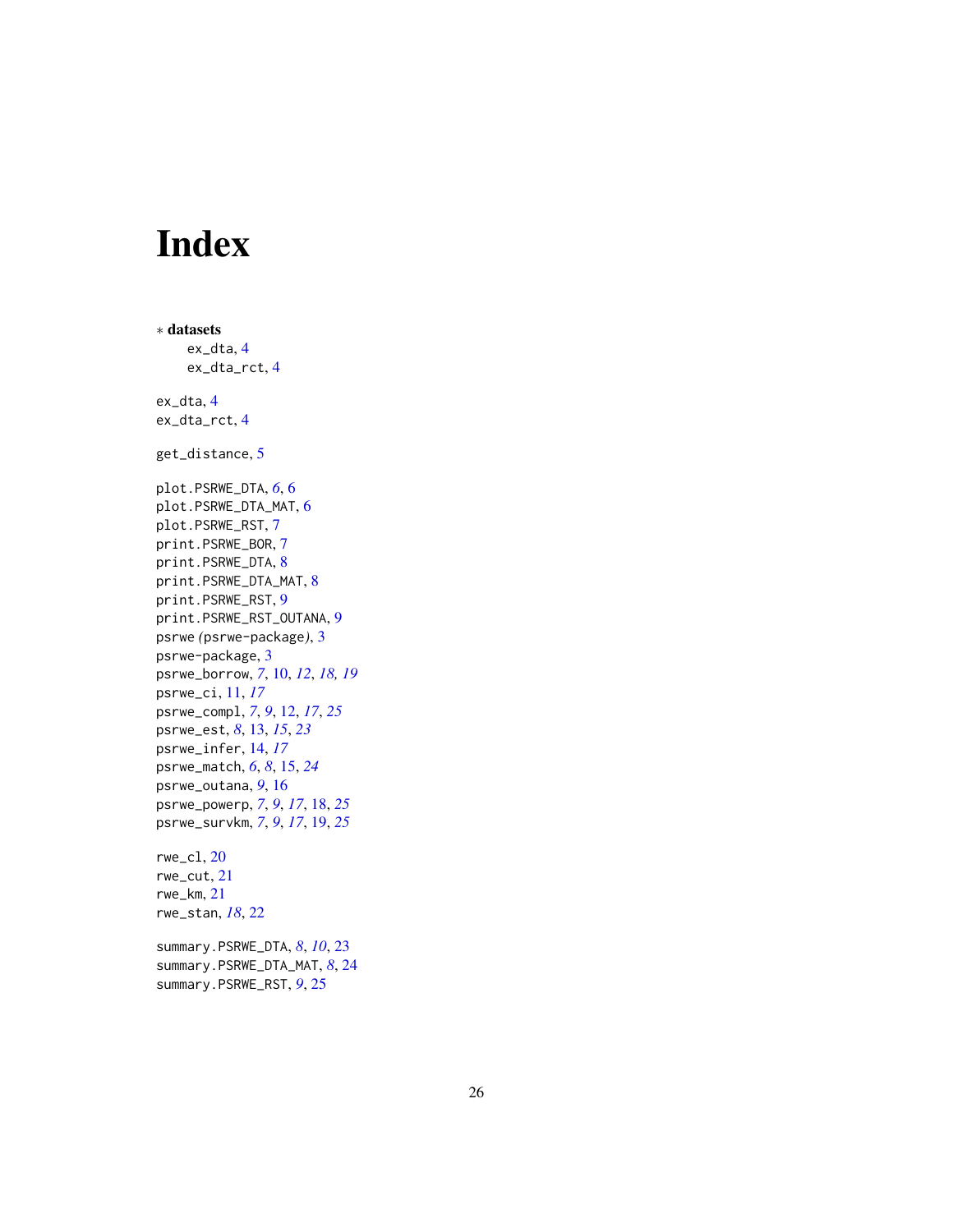# Index

∗ **datasets**
    ex_dta, 4
    ex_dta_rct, 4

ex_dta, 4
ex_dta_rct, 4

get_distance, 5

plot.PSRWE_DTA, *6*, 6
plot.PSRWE_DTA_MAT, 6
plot.PSRWE_RST, 7
print.PSRWE_BOR, 7
print.PSRWE_DTA, 8
print.PSRWE_DTA_MAT, 8
print.PSRWE_RST, 9
print.PSRWE_RST_OUTANA, 9
psrwe *(*psrwe-package*)*, 3
psrwe-package, 3
psrwe_borrow, *7*, 10, *12*, *18, 19*
psrwe_ci, 11, *17*
psrwe_compl, *7*, *9*, 12, *17*, *25*
psrwe_est, *8*, 13, *15*, *23*
psrwe_infer, 14, *17*
psrwe_match, *6*, *8*, 15, *24*
psrwe_outana, *9*, 16
psrwe_powerp, *7*, *9*, *17*, 18, *25*
psrwe_survkm, *7*, *9*, *17*, 19, *25*

rwe_cl, 20
rwe_cut, 21
rwe_km, 21
rwe_stan, *18*, 22

summary.PSRWE_DTA, *8*, *10*, 23
summary.PSRWE_DTA_MAT, *8*, 24
summary.PSRWE_RST, *9*, 25